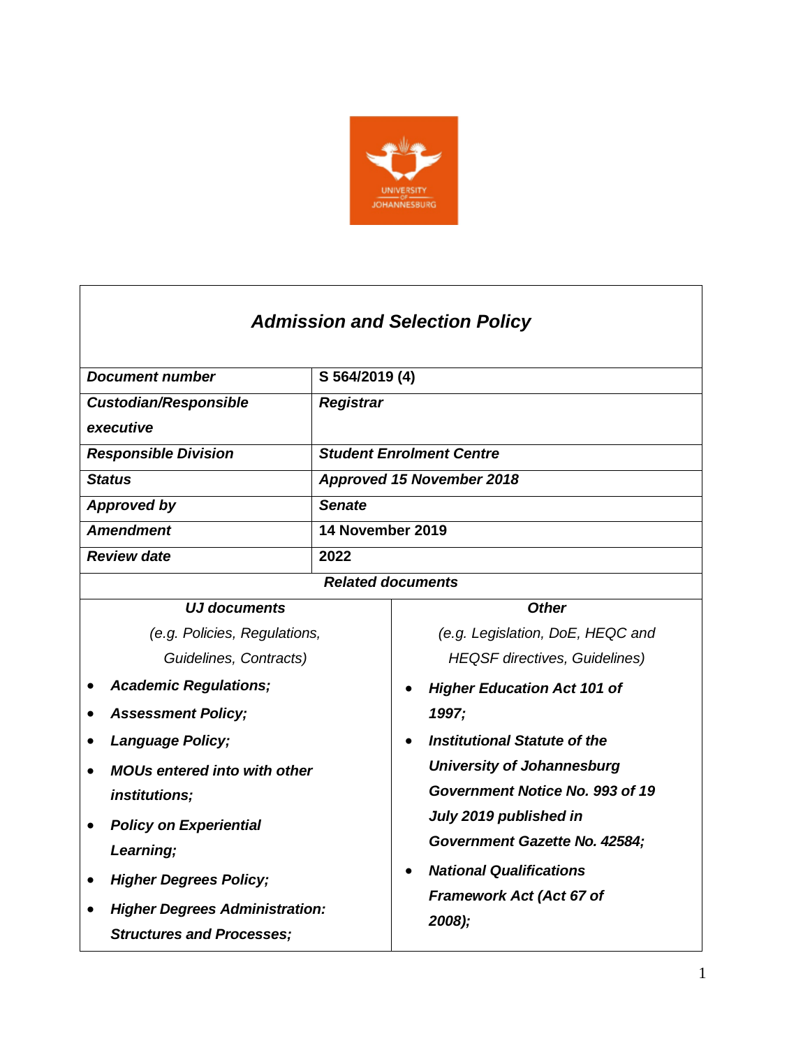# *Admission and Selection Policy*

| ***Document number*** | **S 564/2019 (4)** |
|---|---|
| ***Custodian/Responsible executive*** | ***Registrar*** |
| ***Responsible Division*** | ***Student Enrolment Centre*** |
| ***Status*** | ***Approved 15 November 2018*** |
| ***Approved by*** | ***Senate*** |
| ***Amendment*** | **14 November 2019** |
| ***Review date*** | **2022** |

***Related documents***

| ***UJ documents*** *(e.g. Policies, Regulations, Guidelines, Contracts)* | ***Other*** *(e.g. Legislation, DoE, HEQC and HEQSF directives, Guidelines)* |
|---|---|
| • ***Academic Regulations;*** <br> • ***Assessment Policy;*** <br> • ***Language Policy;*** <br> • ***MOUs entered into with other institutions;*** <br> • ***Policy on Experiential Learning;*** <br> • ***Higher Degrees Policy;*** <br> • ***Higher Degrees Administration: Structures and Processes;*** | • ***Higher Education Act 101 of 1997;*** <br> • ***Institutional Statute of the University of Johannesburg Government Notice No. 993 of 19 July 2019 published in Government Gazette No. 42584;*** <br> • ***National Qualifications Framework Act (Act 67 of 2008);*** |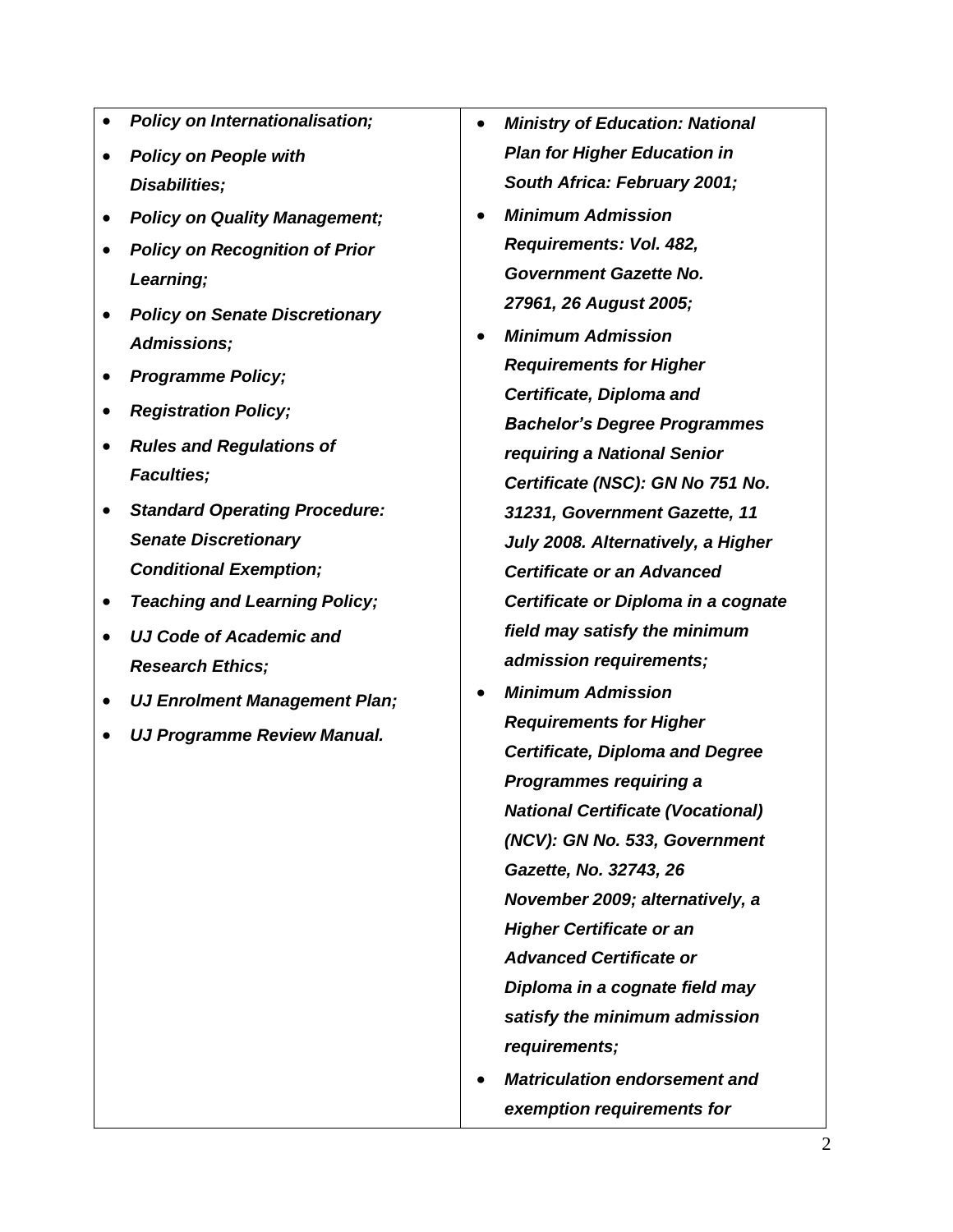| | |
|---|---|
| - ***Policy on Internationalisation;***<br>- ***Policy on People with Disabilities;***<br>- ***Policy on Quality Management;***<br>- ***Policy on Recognition of Prior Learning;***<br>- ***Policy on Senate Discretionary Admissions;***<br>- ***Programme Policy;***<br>- ***Registration Policy;***<br>- ***Rules and Regulations of Faculties;***<br>- ***Standard Operating Procedure: Senate Discretionary Conditional Exemption;***<br>- ***Teaching and Learning Policy;***<br>- ***UJ Code of Academic and Research Ethics;***<br>- ***UJ Enrolment Management Plan;***<br>- ***UJ Programme Review Manual.*** | - ***Ministry of Education: National Plan for Higher Education in South Africa: February 2001;***<br>- ***Minimum Admission Requirements: Vol. 482, Government Gazette No. 27961, 26 August 2005;***<br>- ***Minimum Admission Requirements for Higher Certificate, Diploma and Bachelor's Degree Programmes requiring a National Senior Certificate (NSC): GN No 751 No. 31231, Government Gazette, 11 July 2008. Alternatively, a Higher Certificate or an Advanced Certificate or Diploma in a cognate field may satisfy the minimum admission requirements;***<br>- ***Minimum Admission Requirements for Higher Certificate, Diploma and Degree Programmes requiring a National Certificate (Vocational) (NCV): GN No. 533, Government Gazette, No. 32743, 26 November 2009; alternatively, a Higher Certificate or an Advanced Certificate or Diploma in a cognate field may satisfy the minimum admission requirements;***<br>- ***Matriculation endorsement and exemption requirements for*** |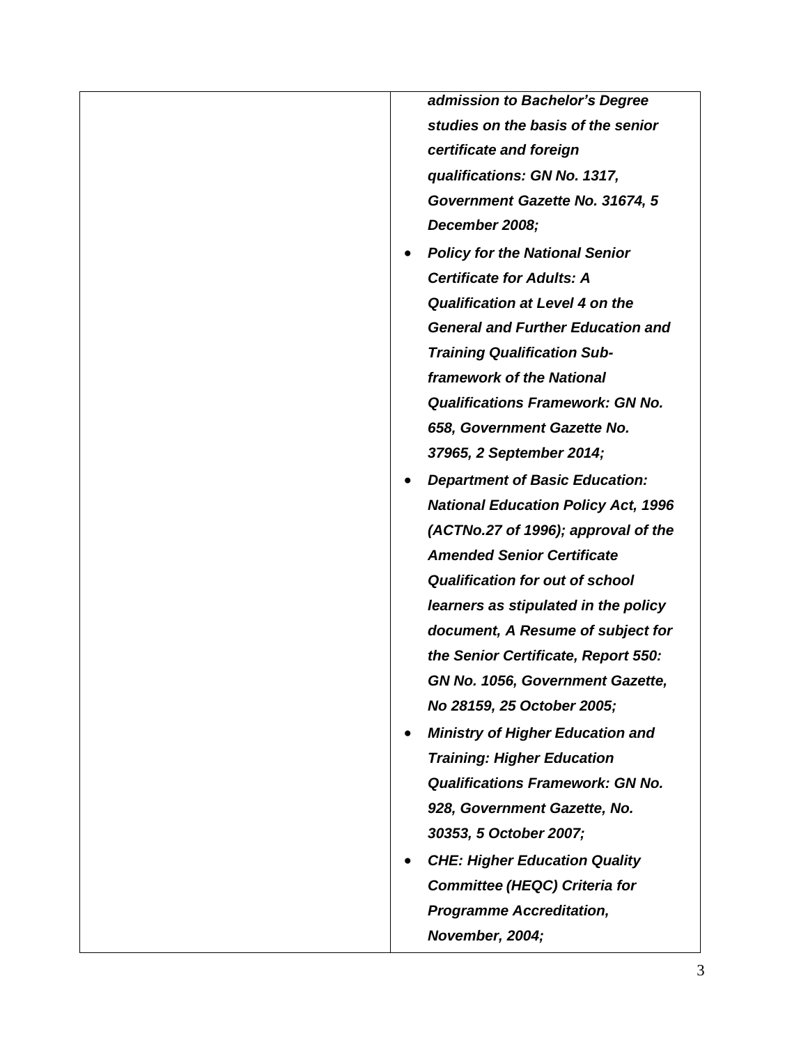| | *admission to Bachelor's Degree studies on the basis of the senior certificate and foreign qualifications: GN No. 1317, Government Gazette No. 31674, 5 December 2008;*<br>• ***Policy for the National Senior Certificate for Adults: A Qualification at Level 4 on the General and Further Education and Training Qualification Sub-framework of the National Qualifications Framework: GN No. 658, Government Gazette No. 37965, 2 September 2014;***<br>• ***Department of Basic Education: National Education Policy Act, 1996 (ACTNo.27 of 1996); approval of the Amended Senior Certificate Qualification for out of school learners as stipulated in the policy document, A Resume of subject for the Senior Certificate, Report 550: GN No. 1056, Government Gazette, No 28159, 25 October 2005;***<br>• ***Ministry of Higher Education and Training: Higher Education Qualifications Framework: GN No. 928, Government Gazette, No. 30353, 5 October 2007;***<br>• ***CHE: Higher Education Quality Committee (HEQC) Criteria for Programme Accreditation, November, 2004;*** |
|---|---|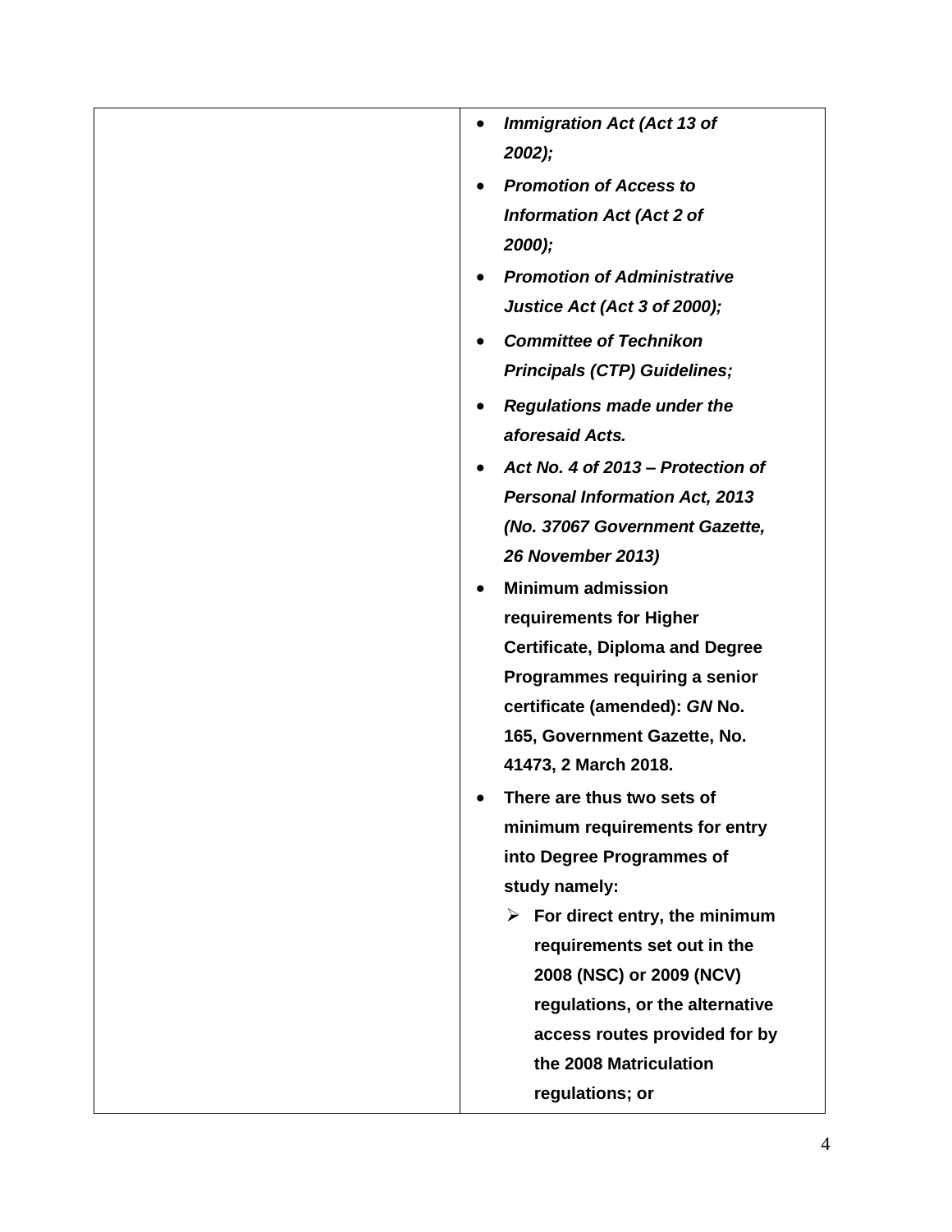| | |
|---|---|
| | • ***Immigration Act (Act 13 of 2002);***<br>• ***Promotion of Access to Information Act (Act 2 of 2000);***<br>• ***Promotion of Administrative Justice Act (Act 3 of 2000);***<br>• ***Committee of Technikon Principals (CTP) Guidelines;***<br>• ***Regulations made under the aforesaid Acts.***<br>• ***Act No. 4 of 2013 – Protection of Personal Information Act, 2013 (No. 37067 Government Gazette, 26 November 2013)***<br>• **Minimum admission requirements for Higher Certificate, Diploma and Degree Programmes requiring a senior certificate (amended): *GN* No. 165, Government Gazette, No. 41473, 2 March 2018.**<br>• **There are thus two sets of minimum requirements for entry into Degree Programmes of study namely:**<br>  ➢ **For direct entry, the minimum requirements set out in the 2008 (NSC) or 2009 (NCV) regulations, or the alternative access routes provided for by the 2008 Matriculation regulations; or** |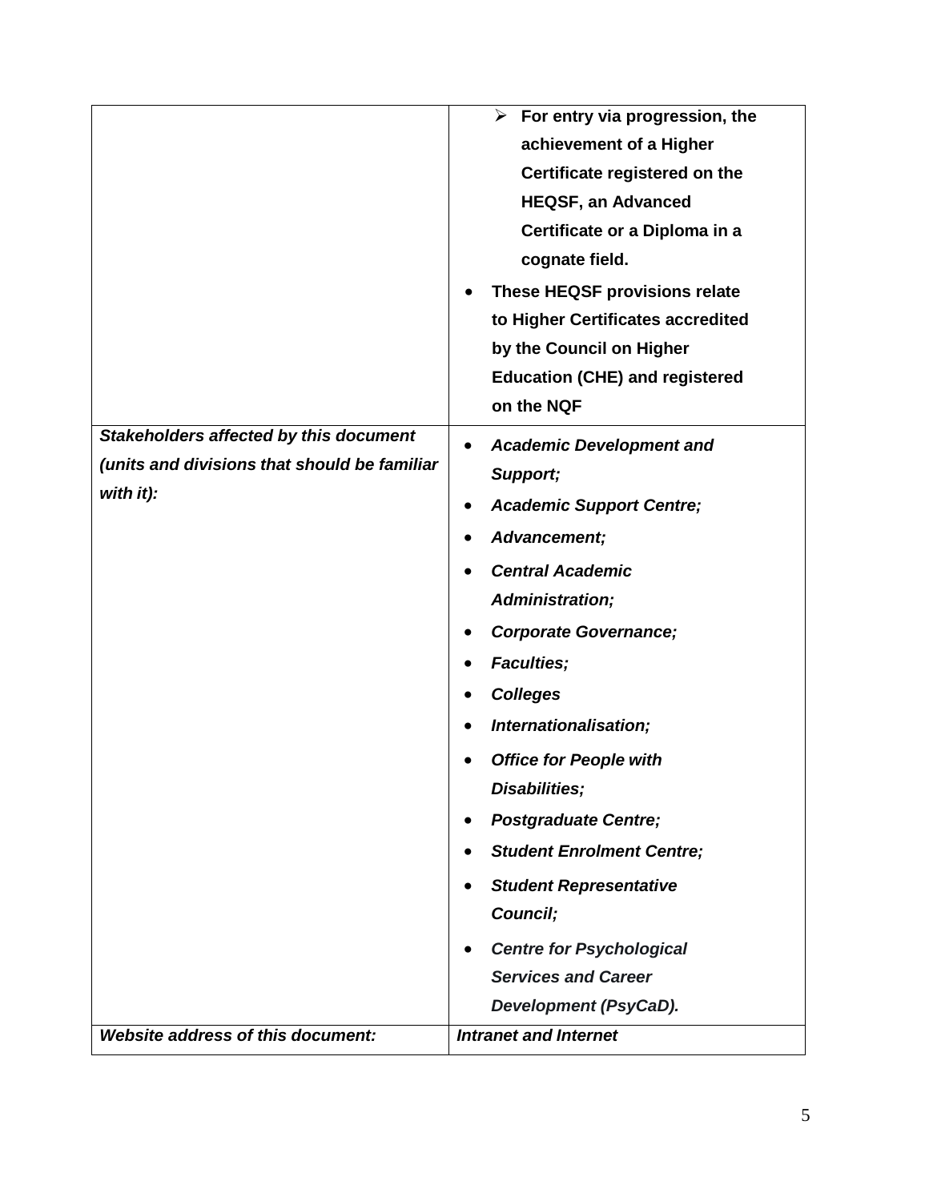| | |
|---|---|
| | ➢ **For entry via progression, the achievement of a Higher Certificate registered on the HEQSF, an Advanced Certificate or a Diploma in a cognate field.**<br>• **These HEQSF provisions relate to Higher Certificates accredited by the Council on Higher Education (CHE) and registered on the NQF** |
| ***Stakeholders affected by this document (units and divisions that should be familiar with it):*** | • ***Academic Development and Support;***<br>• ***Academic Support Centre;***<br>• ***Advancement;***<br>• ***Central Academic Administration;***<br>• ***Corporate Governance;***<br>• ***Faculties;***<br>• ***Colleges***<br>• ***Internationalisation;***<br>• ***Office for People with Disabilities;***<br>• ***Postgraduate Centre;***<br>• ***Student Enrolment Centre;***<br>• ***Student Representative Council;***<br>• ***Centre for Psychological Services and Career Development (PsyCaD).*** |
| ***Website address of this document:*** | ***Intranet and Internet*** |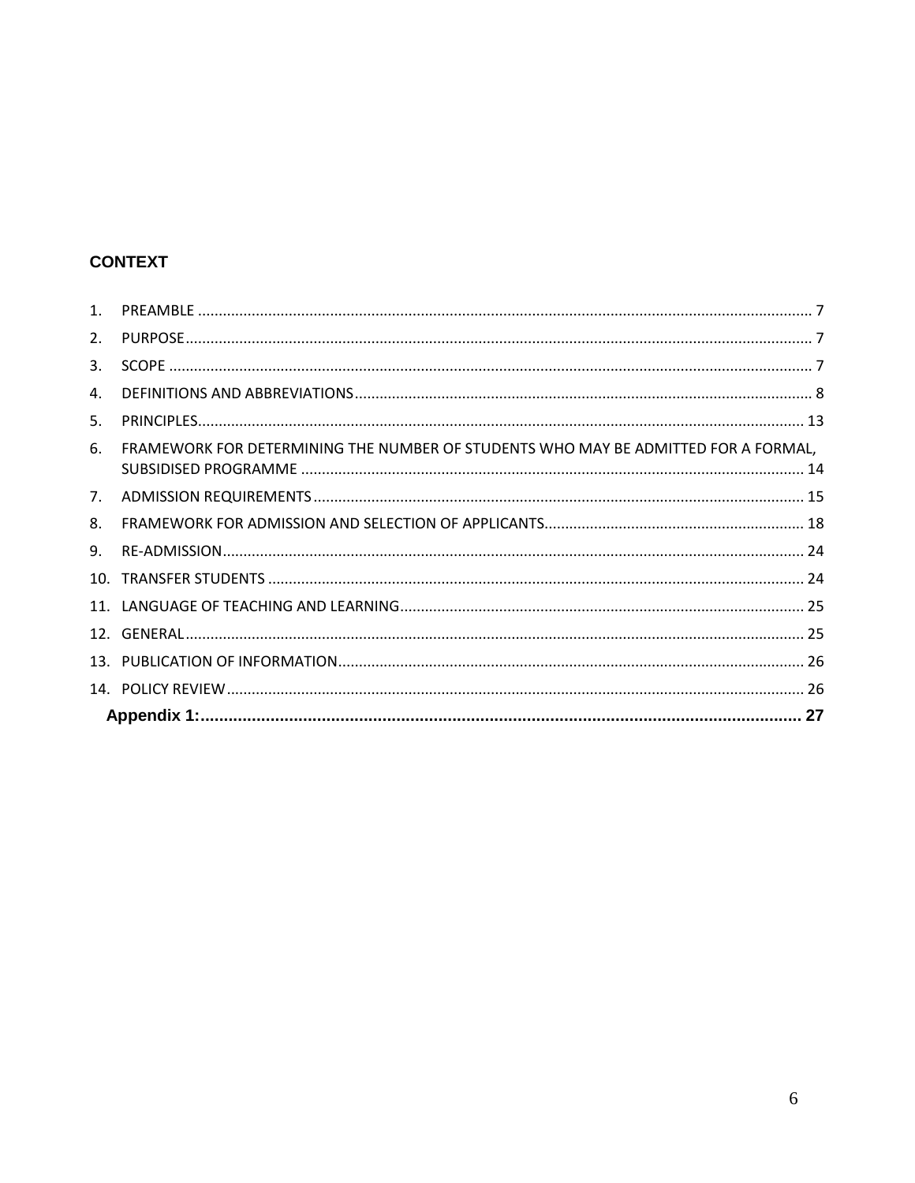## CONTEXT

1. PREAMBLE ........................................................................................................................................ 7
2. PURPOSE ........................................................................................................................................ 7
3. SCOPE ............................................................................................................................................ 7
4. DEFINITIONS AND ABBREVIATIONS ............................................................................................... 8
5. PRINCIPLES .................................................................................................................................... 13
6. FRAMEWORK FOR DETERMINING THE NUMBER OF STUDENTS WHO MAY BE ADMITTED FOR A FORMAL, SUBSIDISED PROGRAMME ........................................................................................................ 14
7. ADMISSION REQUIREMENTS ........................................................................................................ 15
8. FRAMEWORK FOR ADMISSION AND SELECTION OF APPLICANTS ............................................... 18
9. RE-ADMISSION .............................................................................................................................. 24
10. TRANSFER STUDENTS .................................................................................................................. 24
11. LANGUAGE OF TEACHING AND LEARNING ................................................................................. 25
12. GENERAL ...................................................................................................................................... 25
13. PUBLICATION OF INFORMATION ................................................................................................ 26
14. POLICY REVIEW ........................................................................................................................... 26

**Appendix 1:** ........................................................................................................................ **27**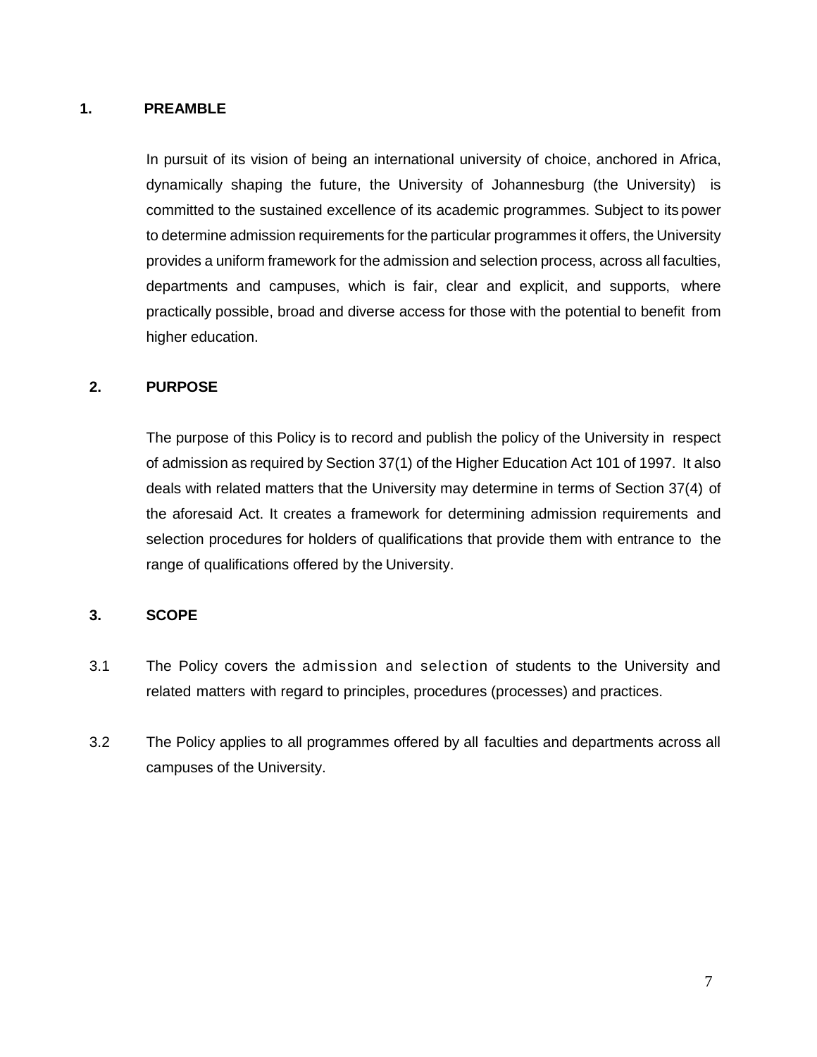## 1. PREAMBLE

In pursuit of its vision of being an international university of choice, anchored in Africa, dynamically shaping the future, the University of Johannesburg (the University) is committed to the sustained excellence of its academic programmes. Subject to its power to determine admission requirements for the particular programmes it offers, the University provides a uniform framework for the admission and selection process, across all faculties, departments and campuses, which is fair, clear and explicit, and supports, where practically possible, broad and diverse access for those with the potential to benefit from higher education.

## 2. PURPOSE

The purpose of this Policy is to record and publish the policy of the University in respect of admission as required by Section 37(1) of the Higher Education Act 101 of 1997. It also deals with related matters that the University may determine in terms of Section 37(4) of the aforesaid Act. It creates a framework for determining admission requirements and selection procedures for holders of qualifications that provide them with entrance to the range of qualifications offered by the University.

## 3. SCOPE

3.1 The Policy covers the admission and selection of students to the University and related matters with regard to principles, procedures (processes) and practices.

3.2 The Policy applies to all programmes offered by all faculties and departments across all campuses of the University.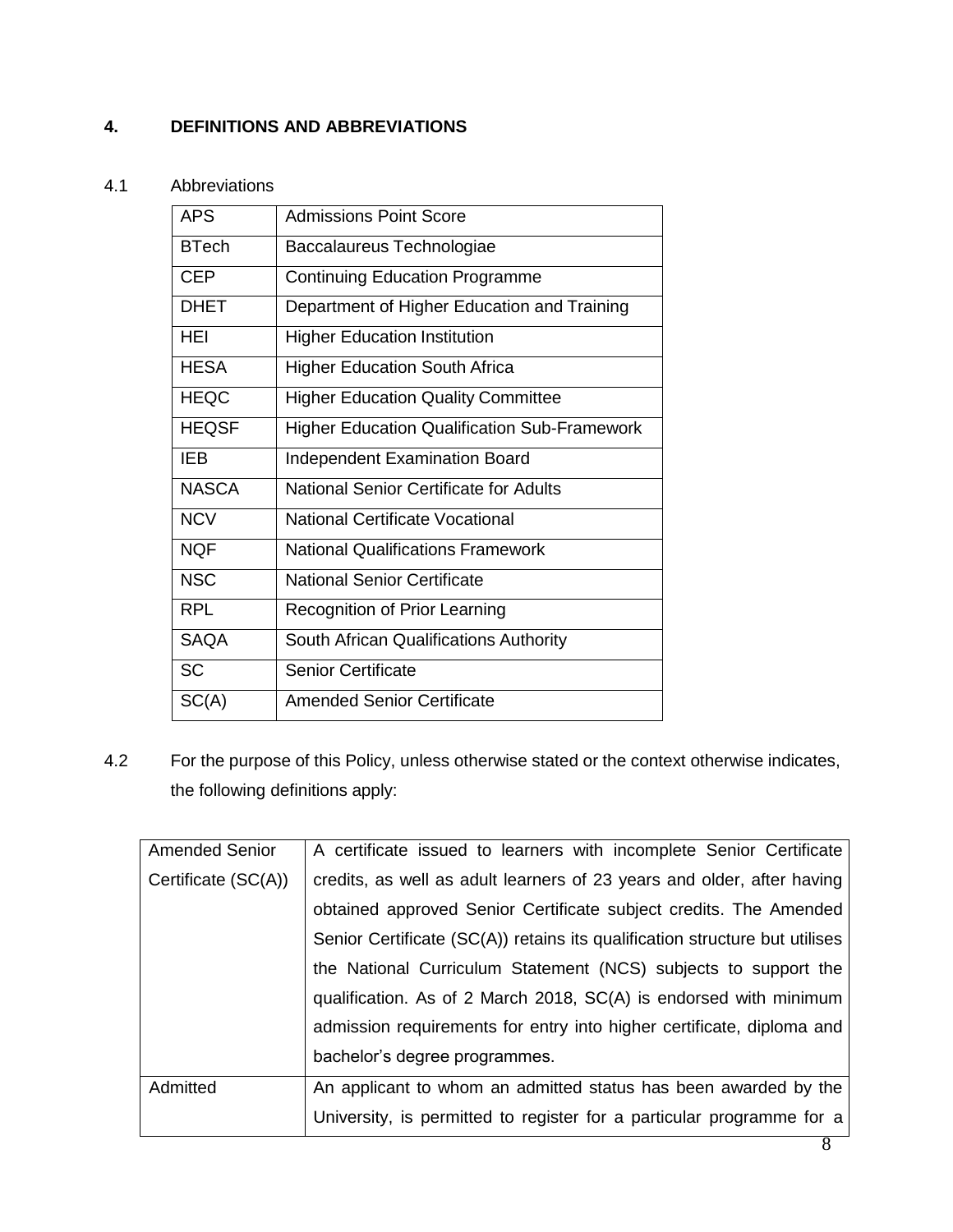## 4. DEFINITIONS AND ABBREVIATIONS

4.1 Abbreviations

| APS | Admissions Point Score |
|---|---|
| BTech | Baccalaureus Technologiae |
| CEP | Continuing Education Programme |
| DHET | Department of Higher Education and Training |
| HEI | Higher Education Institution |
| HESA | Higher Education South Africa |
| HEQC | Higher Education Quality Committee |
| HEQSF | Higher Education Qualification Sub-Framework |
| IEB | Independent Examination Board |
| NASCA | National Senior Certificate for Adults |
| NCV | National Certificate Vocational |
| NQF | National Qualifications Framework |
| NSC | National Senior Certificate |
| RPL | Recognition of Prior Learning |
| SAQA | South African Qualifications Authority |
| SC | Senior Certificate |
| SC(A) | Amended Senior Certificate |

4.2 For the purpose of this Policy, unless otherwise stated or the context otherwise indicates, the following definitions apply:

| Amended Senior Certificate (SC(A)) | A certificate issued to learners with incomplete Senior Certificate credits, as well as adult learners of 23 years and older, after having obtained approved Senior Certificate subject credits. The Amended Senior Certificate (SC(A)) retains its qualification structure but utilises the National Curriculum Statement (NCS) subjects to support the qualification. As of 2 March 2018, SC(A) is endorsed with minimum admission requirements for entry into higher certificate, diploma and bachelor's degree programmes. |
|---|---|
| Admitted | An applicant to whom an admitted status has been awarded by the University, is permitted to register for a particular programme for a |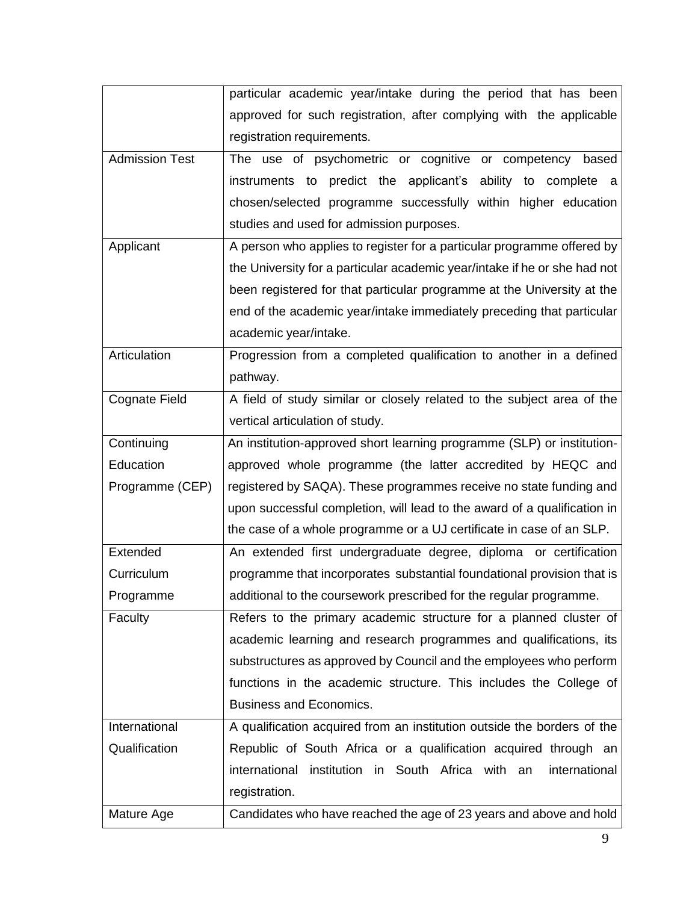| | |
|---|---|
| | particular academic year/intake during the period that has been approved for such registration, after complying with the applicable registration requirements. |
| Admission Test | The use of psychometric or cognitive or competency based instruments to predict the applicant's ability to complete a chosen/selected programme successfully within higher education studies and used for admission purposes. |
| Applicant | A person who applies to register for a particular programme offered by the University for a particular academic year/intake if he or she had not been registered for that particular programme at the University at the end of the academic year/intake immediately preceding that particular academic year/intake. |
| Articulation | Progression from a completed qualification to another in a defined pathway. |
| Cognate Field | A field of study similar or closely related to the subject area of the vertical articulation of study. |
| Continuing Education Programme (CEP) | An institution-approved short learning programme (SLP) or institution-approved whole programme (the latter accredited by HEQC and registered by SAQA). These programmes receive no state funding and upon successful completion, will lead to the award of a qualification in the case of a whole programme or a UJ certificate in case of an SLP. |
| Extended Curriculum Programme | An extended first undergraduate degree, diploma or certification programme that incorporates substantial foundational provision that is additional to the coursework prescribed for the regular programme. |
| Faculty | Refers to the primary academic structure for a planned cluster of academic learning and research programmes and qualifications, its substructures as approved by Council and the employees who perform functions in the academic structure. This includes the College of Business and Economics. |
| International Qualification | A qualification acquired from an institution outside the borders of the Republic of South Africa or a qualification acquired through an international institution in South Africa with an international registration. |
| Mature Age | Candidates who have reached the age of 23 years and above and hold |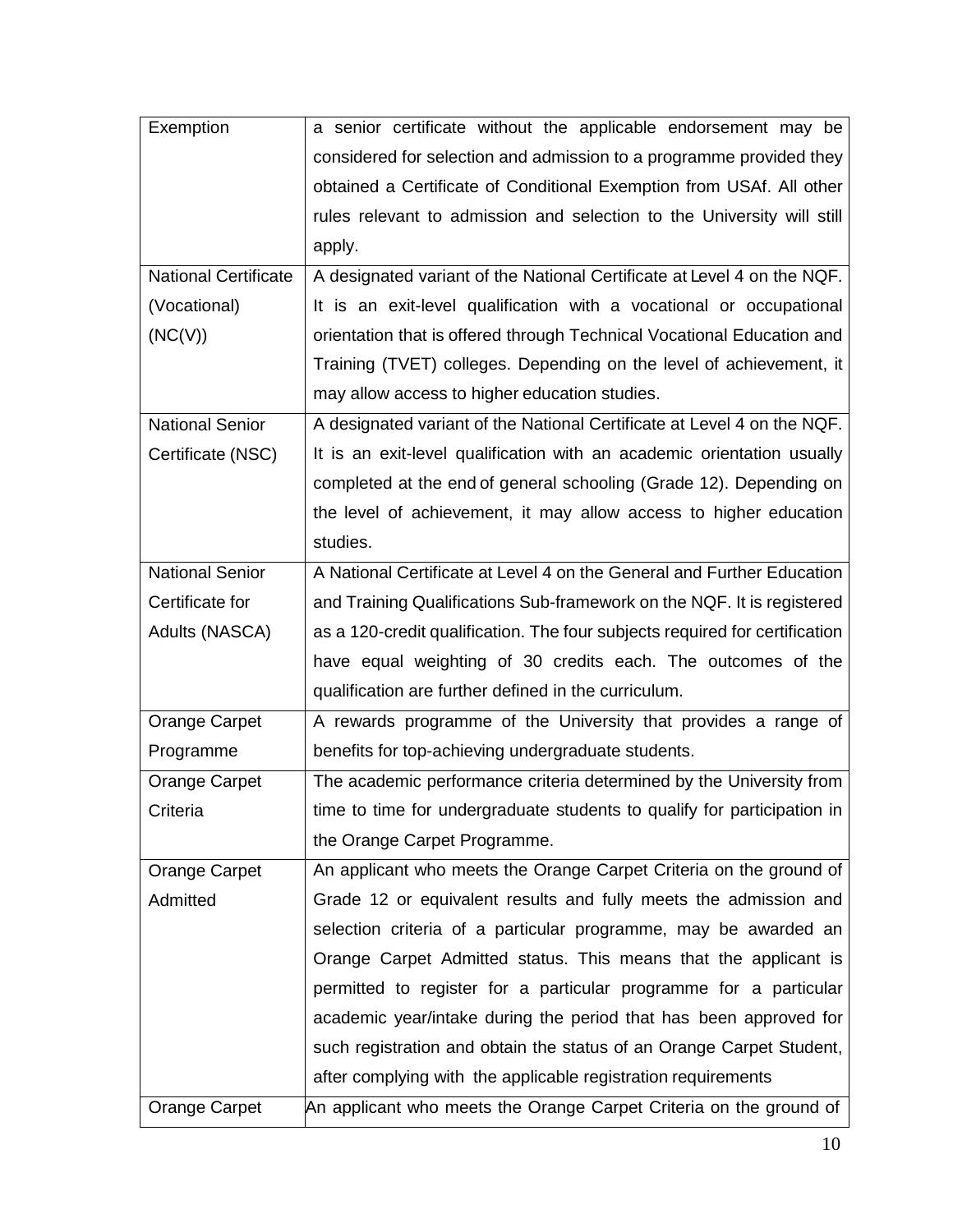| | |
|---|---|
| Exemption | a senior certificate without the applicable endorsement may be considered for selection and admission to a programme provided they obtained a Certificate of Conditional Exemption from USAf. All other rules relevant to admission and selection to the University will still apply. |
| National Certificate (Vocational) (NC(V)) | A designated variant of the National Certificate at Level 4 on the NQF. It is an exit-level qualification with a vocational or occupational orientation that is offered through Technical Vocational Education and Training (TVET) colleges. Depending on the level of achievement, it may allow access to higher education studies. |
| National Senior Certificate (NSC) | A designated variant of the National Certificate at Level 4 on the NQF. It is an exit-level qualification with an academic orientation usually completed at the end of general schooling (Grade 12). Depending on the level of achievement, it may allow access to higher education studies. |
| National Senior Certificate for Adults (NASCA) | A National Certificate at Level 4 on the General and Further Education and Training Qualifications Sub-framework on the NQF. It is registered as a 120-credit qualification. The four subjects required for certification have equal weighting of 30 credits each. The outcomes of the qualification are further defined in the curriculum. |
| Orange Carpet Programme | A rewards programme of the University that provides a range of benefits for top-achieving undergraduate students. |
| Orange Carpet Criteria | The academic performance criteria determined by the University from time to time for undergraduate students to qualify for participation in the Orange Carpet Programme. |
| Orange Carpet Admitted | An applicant who meets the Orange Carpet Criteria on the ground of Grade 12 or equivalent results and fully meets the admission and selection criteria of a particular programme, may be awarded an Orange Carpet Admitted status. This means that the applicant is permitted to register for a particular programme for a particular academic year/intake during the period that has been approved for such registration and obtain the status of an Orange Carpet Student, after complying with the applicable registration requirements |
| Orange Carpet | An applicant who meets the Orange Carpet Criteria on the ground of |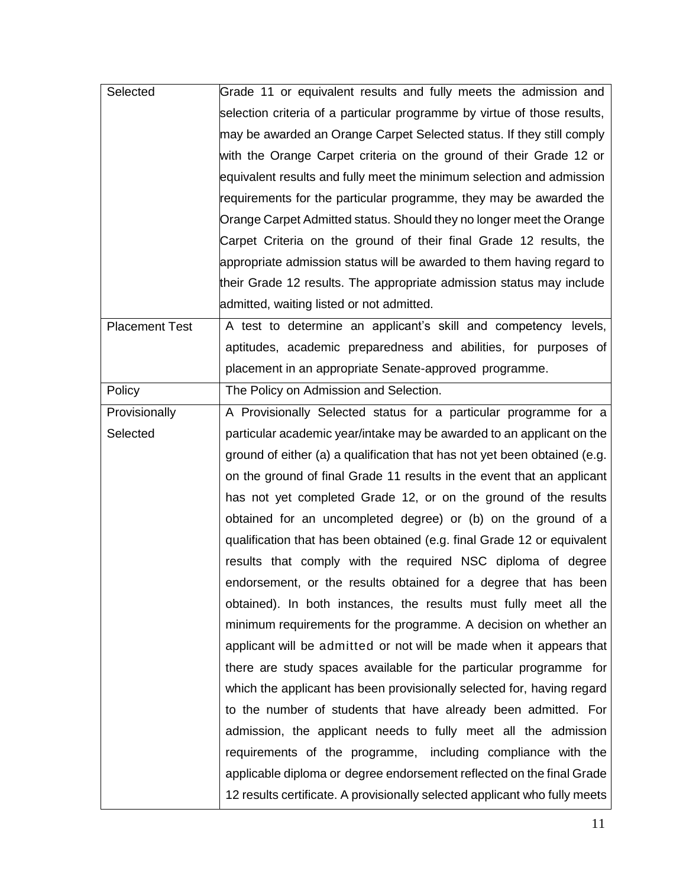| | |
|---|---|
| Selected | Grade 11 or equivalent results and fully meets the admission and selection criteria of a particular programme by virtue of those results, may be awarded an Orange Carpet Selected status. If they still comply with the Orange Carpet criteria on the ground of their Grade 12 or equivalent results and fully meet the minimum selection and admission requirements for the particular programme, they may be awarded the Orange Carpet Admitted status. Should they no longer meet the Orange Carpet Criteria on the ground of their final Grade 12 results, the appropriate admission status will be awarded to them having regard to their Grade 12 results. The appropriate admission status may include admitted, waiting listed or not admitted. |
| Placement Test | A test to determine an applicant's skill and competency levels, aptitudes, academic preparedness and abilities, for purposes of placement in an appropriate Senate-approved programme. |
| Policy | The Policy on Admission and Selection. |
| Provisionally Selected | A Provisionally Selected status for a particular programme for a particular academic year/intake may be awarded to an applicant on the ground of either (a) a qualification that has not yet been obtained (e.g. on the ground of final Grade 11 results in the event that an applicant has not yet completed Grade 12, or on the ground of the results obtained for an uncompleted degree) or (b) on the ground of a qualification that has been obtained (e.g. final Grade 12 or equivalent results that comply with the required NSC diploma of degree endorsement, or the results obtained for a degree that has been obtained). In both instances, the results must fully meet all the minimum requirements for the programme. A decision on whether an applicant will be admitted or not will be made when it appears that there are study spaces available for the particular programme for which the applicant has been provisionally selected for, having regard to the number of students that have already been admitted. For admission, the applicant needs to fully meet all the admission requirements of the programme, including compliance with the applicable diploma or degree endorsement reflected on the final Grade 12 results certificate. A provisionally selected applicant who fully meets |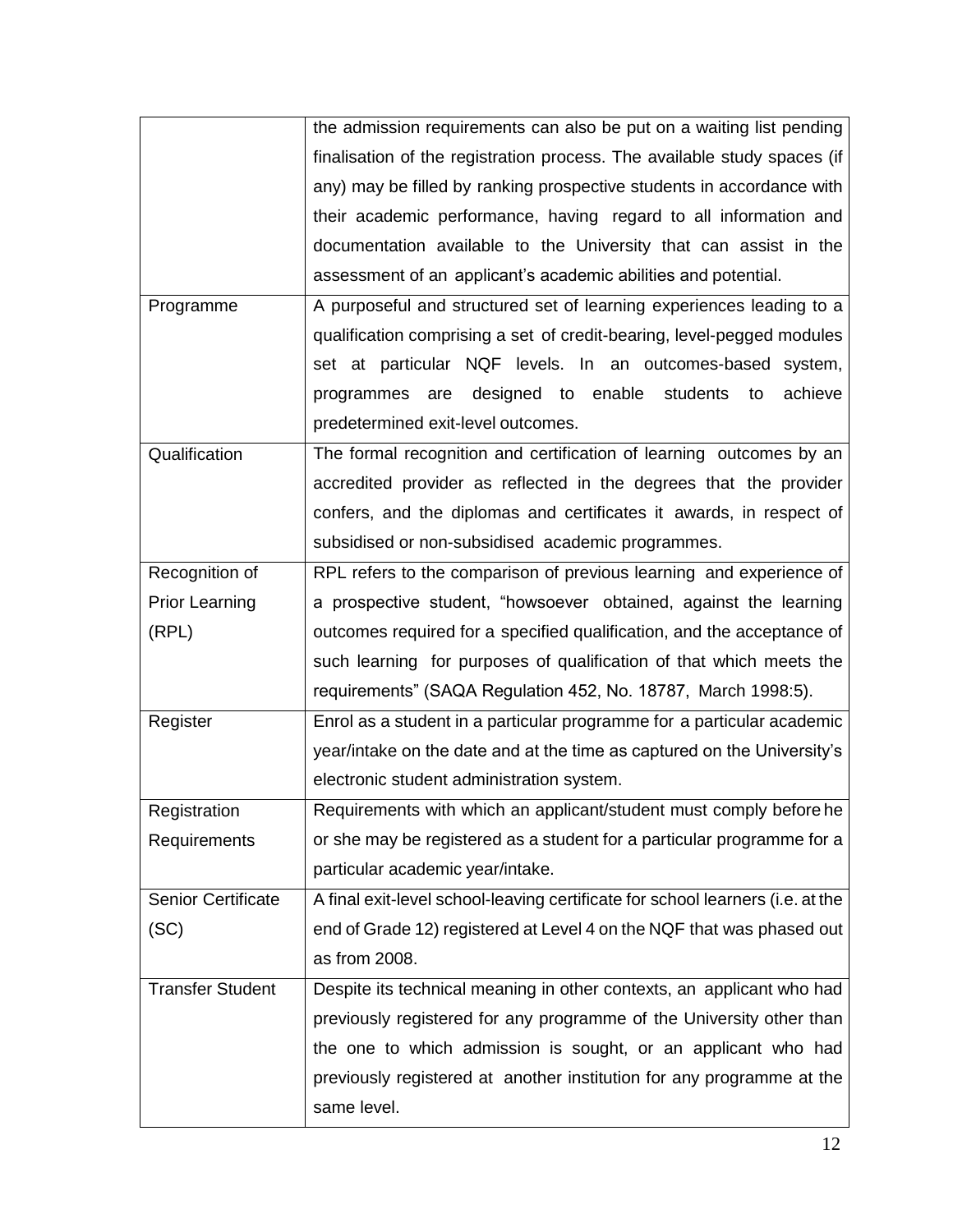| | |
|---|---|
| | the admission requirements can also be put on a waiting list pending finalisation of the registration process. The available study spaces (if any) may be filled by ranking prospective students in accordance with their academic performance, having regard to all information and documentation available to the University that can assist in the assessment of an applicant's academic abilities and potential. |
| Programme | A purposeful and structured set of learning experiences leading to a qualification comprising a set of credit-bearing, level-pegged modules set at particular NQF levels. In an outcomes-based system, programmes are designed to enable students to achieve predetermined exit-level outcomes. |
| Qualification | The formal recognition and certification of learning outcomes by an accredited provider as reflected in the degrees that the provider confers, and the diplomas and certificates it awards, in respect of subsidised or non-subsidised academic programmes. |
| Recognition of Prior Learning (RPL) | RPL refers to the comparison of previous learning and experience of a prospective student, "howsoever obtained, against the learning outcomes required for a specified qualification, and the acceptance of such learning for purposes of qualification of that which meets the requirements" (SAQA Regulation 452, No. 18787, March 1998:5). |
| Register | Enrol as a student in a particular programme for a particular academic year/intake on the date and at the time as captured on the University's electronic student administration system. |
| Registration Requirements | Requirements with which an applicant/student must comply before he or she may be registered as a student for a particular programme for a particular academic year/intake. |
| Senior Certificate (SC) | A final exit-level school-leaving certificate for school learners (i.e. at the end of Grade 12) registered at Level 4 on the NQF that was phased out as from 2008. |
| Transfer Student | Despite its technical meaning in other contexts, an applicant who had previously registered for any programme of the University other than the one to which admission is sought, or an applicant who had previously registered at another institution for any programme at the same level. |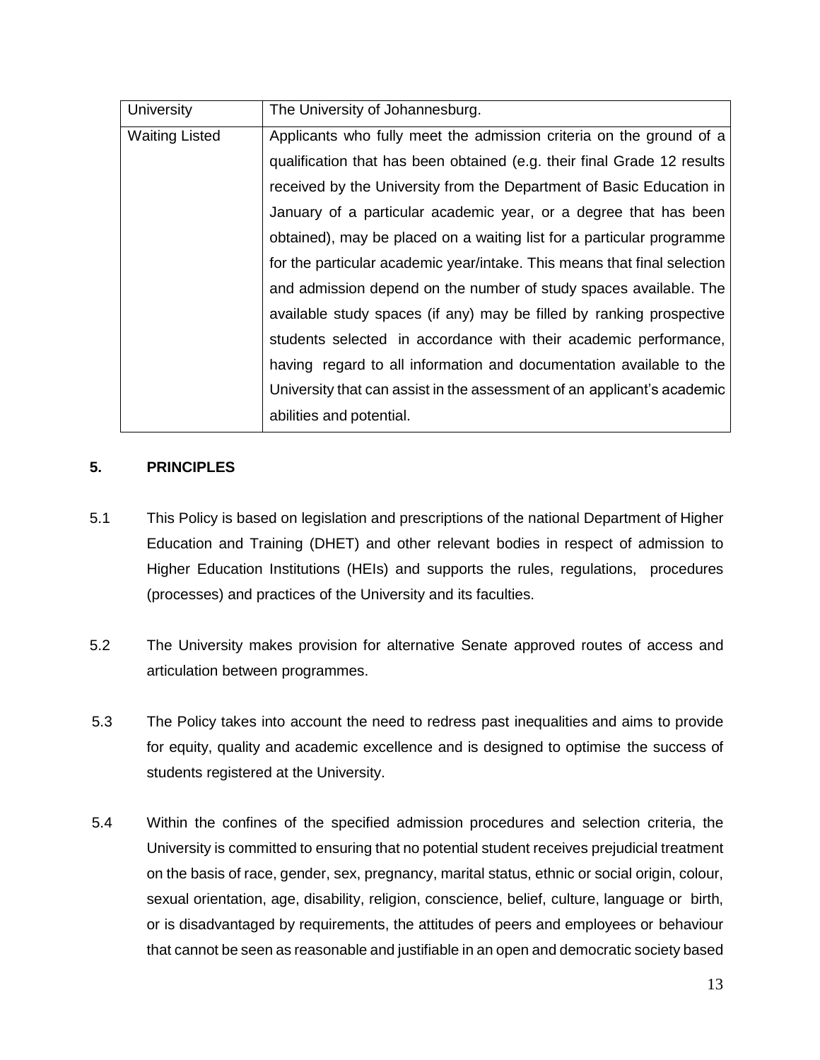| | |
|---|---|
| University | The University of Johannesburg. |
| Waiting Listed | Applicants who fully meet the admission criteria on the ground of a qualification that has been obtained (e.g. their final Grade 12 results received by the University from the Department of Basic Education in January of a particular academic year, or a degree that has been obtained), may be placed on a waiting list for a particular programme for the particular academic year/intake. This means that final selection and admission depend on the number of study spaces available. The available study spaces (if any) may be filled by ranking prospective students selected in accordance with their academic performance, having regard to all information and documentation available to the University that can assist in the assessment of an applicant's academic abilities and potential. |

## 5. PRINCIPLES

5.1 This Policy is based on legislation and prescriptions of the national Department of Higher Education and Training (DHET) and other relevant bodies in respect of admission to Higher Education Institutions (HEIs) and supports the rules, regulations, procedures (processes) and practices of the University and its faculties.

5.2 The University makes provision for alternative Senate approved routes of access and articulation between programmes.

5.3 The Policy takes into account the need to redress past inequalities and aims to provide for equity, quality and academic excellence and is designed to optimise the success of students registered at the University.

5.4 Within the confines of the specified admission procedures and selection criteria, the University is committed to ensuring that no potential student receives prejudicial treatment on the basis of race, gender, sex, pregnancy, marital status, ethnic or social origin, colour, sexual orientation, age, disability, religion, conscience, belief, culture, language or birth, or is disadvantaged by requirements, the attitudes of peers and employees or behaviour that cannot be seen as reasonable and justifiable in an open and democratic society based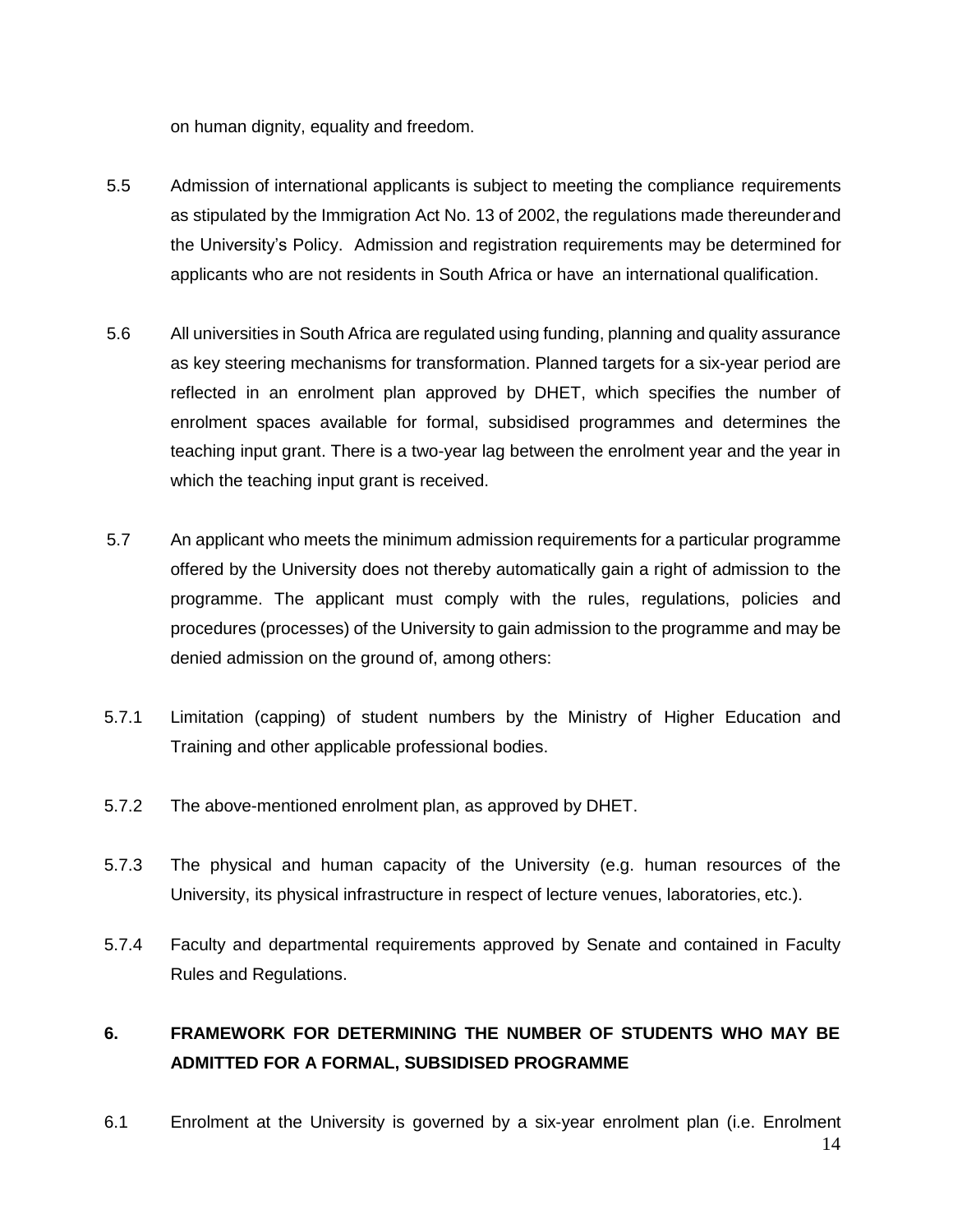on human dignity, equality and freedom.

5.5 Admission of international applicants is subject to meeting the compliance requirements as stipulated by the Immigration Act No. 13 of 2002, the regulations made thereunder and the University's Policy. Admission and registration requirements may be determined for applicants who are not residents in South Africa or have an international qualification.

5.6 All universities in South Africa are regulated using funding, planning and quality assurance as key steering mechanisms for transformation. Planned targets for a six-year period are reflected in an enrolment plan approved by DHET, which specifies the number of enrolment spaces available for formal, subsidised programmes and determines the teaching input grant. There is a two-year lag between the enrolment year and the year in which the teaching input grant is received.

5.7 An applicant who meets the minimum admission requirements for a particular programme offered by the University does not thereby automatically gain a right of admission to the programme. The applicant must comply with the rules, regulations, policies and procedures (processes) of the University to gain admission to the programme and may be denied admission on the ground of, among others:

5.7.1 Limitation (capping) of student numbers by the Ministry of Higher Education and Training and other applicable professional bodies.

5.7.2 The above-mentioned enrolment plan, as approved by DHET.

5.7.3 The physical and human capacity of the University (e.g. human resources of the University, its physical infrastructure in respect of lecture venues, laboratories, etc.).

5.7.4 Faculty and departmental requirements approved by Senate and contained in Faculty Rules and Regulations.

## 6. FRAMEWORK FOR DETERMINING THE NUMBER OF STUDENTS WHO MAY BE ADMITTED FOR A FORMAL, SUBSIDISED PROGRAMME

6.1 Enrolment at the University is governed by a six-year enrolment plan (i.e. Enrolment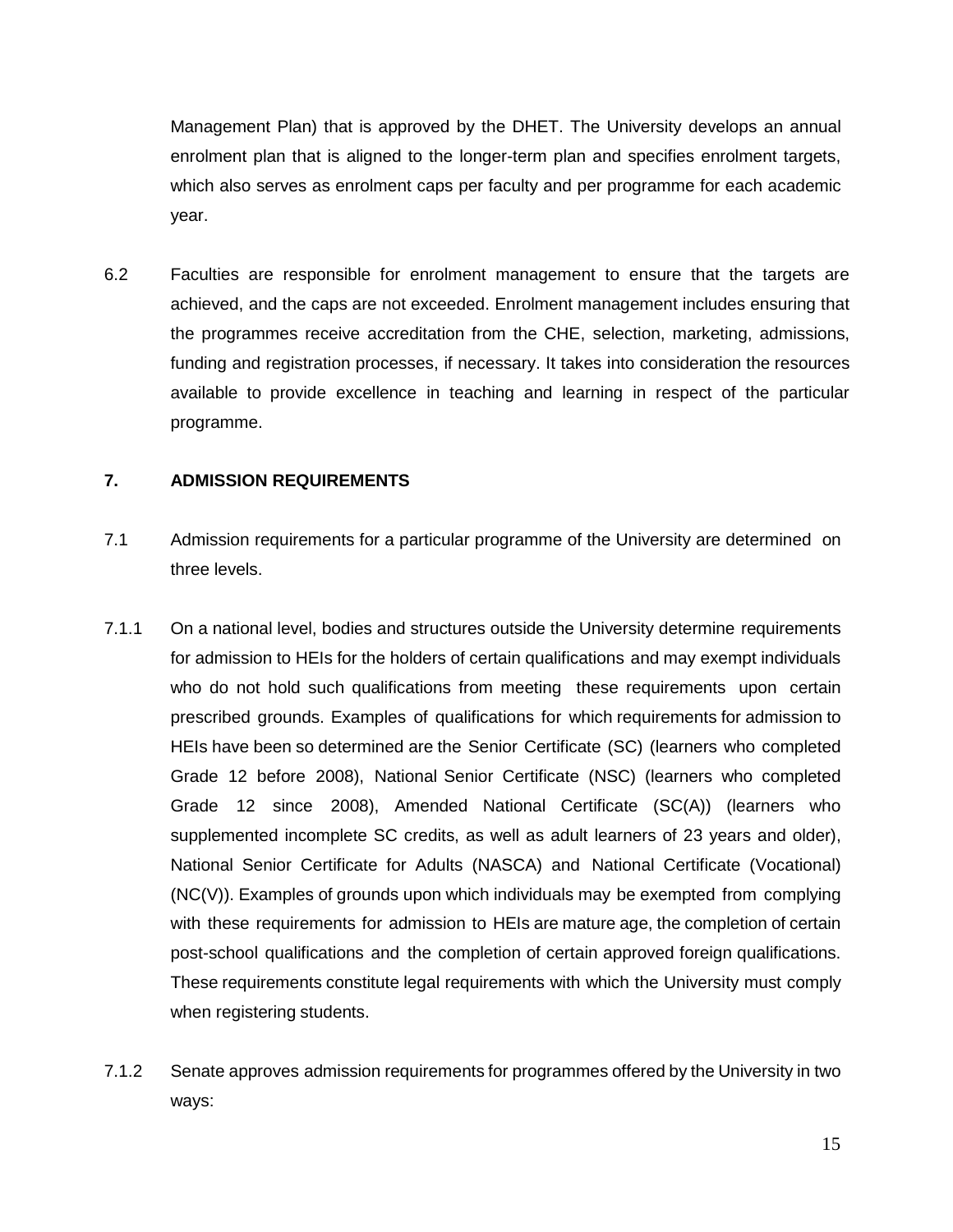Management Plan) that is approved by the DHET. The University develops an annual enrolment plan that is aligned to the longer-term plan and specifies enrolment targets, which also serves as enrolment caps per faculty and per programme for each academic year.

6.2 Faculties are responsible for enrolment management to ensure that the targets are achieved, and the caps are not exceeded. Enrolment management includes ensuring that the programmes receive accreditation from the CHE, selection, marketing, admissions, funding and registration processes, if necessary. It takes into consideration the resources available to provide excellence in teaching and learning in respect of the particular programme.

## 7. ADMISSION REQUIREMENTS

7.1 Admission requirements for a particular programme of the University are determined on three levels.

7.1.1 On a national level, bodies and structures outside the University determine requirements for admission to HEIs for the holders of certain qualifications and may exempt individuals who do not hold such qualifications from meeting these requirements upon certain prescribed grounds. Examples of qualifications for which requirements for admission to HEIs have been so determined are the Senior Certificate (SC) (learners who completed Grade 12 before 2008), National Senior Certificate (NSC) (learners who completed Grade 12 since 2008), Amended National Certificate (SC(A)) (learners who supplemented incomplete SC credits, as well as adult learners of 23 years and older), National Senior Certificate for Adults (NASCA) and National Certificate (Vocational) (NC(V)). Examples of grounds upon which individuals may be exempted from complying with these requirements for admission to HEIs are mature age, the completion of certain post-school qualifications and the completion of certain approved foreign qualifications. These requirements constitute legal requirements with which the University must comply when registering students.

7.1.2 Senate approves admission requirements for programmes offered by the University in two ways: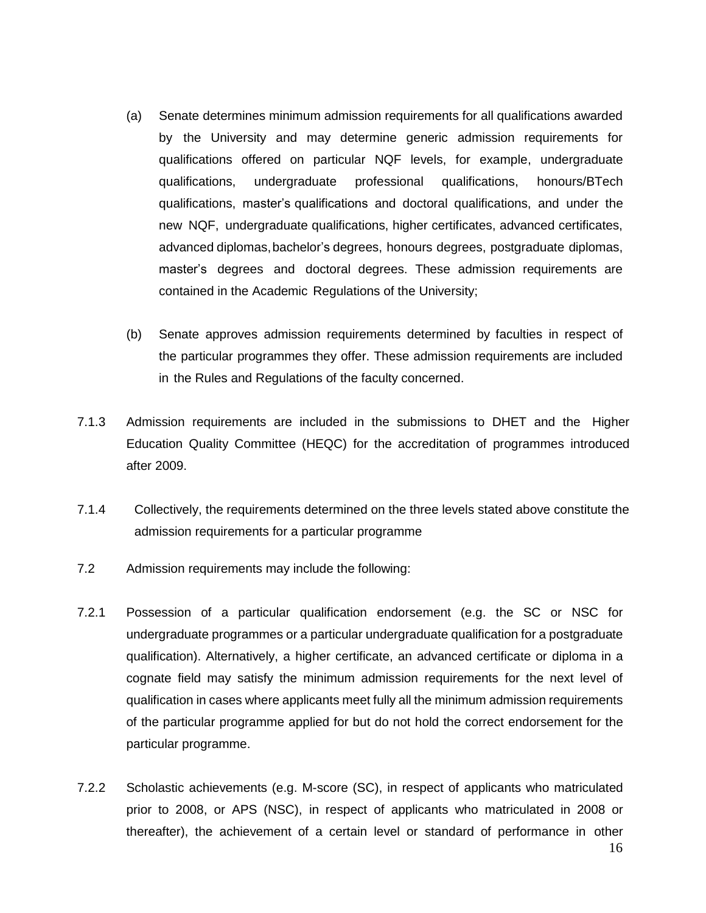(a) Senate determines minimum admission requirements for all qualifications awarded by the University and may determine generic admission requirements for qualifications offered on particular NQF levels, for example, undergraduate qualifications, undergraduate professional qualifications, honours/BTech qualifications, master's qualifications and doctoral qualifications, and under the new NQF, undergraduate qualifications, higher certificates, advanced certificates, advanced diplomas, bachelor's degrees, honours degrees, postgraduate diplomas, master's degrees and doctoral degrees. These admission requirements are contained in the Academic Regulations of the University;

(b) Senate approves admission requirements determined by faculties in respect of the particular programmes they offer. These admission requirements are included in the Rules and Regulations of the faculty concerned.

7.1.3 Admission requirements are included in the submissions to DHET and the Higher Education Quality Committee (HEQC) for the accreditation of programmes introduced after 2009.

7.1.4 Collectively, the requirements determined on the three levels stated above constitute the admission requirements for a particular programme

7.2 Admission requirements may include the following:

7.2.1 Possession of a particular qualification endorsement (e.g. the SC or NSC for undergraduate programmes or a particular undergraduate qualification for a postgraduate qualification). Alternatively, a higher certificate, an advanced certificate or diploma in a cognate field may satisfy the minimum admission requirements for the next level of qualification in cases where applicants meet fully all the minimum admission requirements of the particular programme applied for but do not hold the correct endorsement for the particular programme.

7.2.2 Scholastic achievements (e.g. M-score (SC), in respect of applicants who matriculated prior to 2008, or APS (NSC), in respect of applicants who matriculated in 2008 or thereafter), the achievement of a certain level or standard of performance in other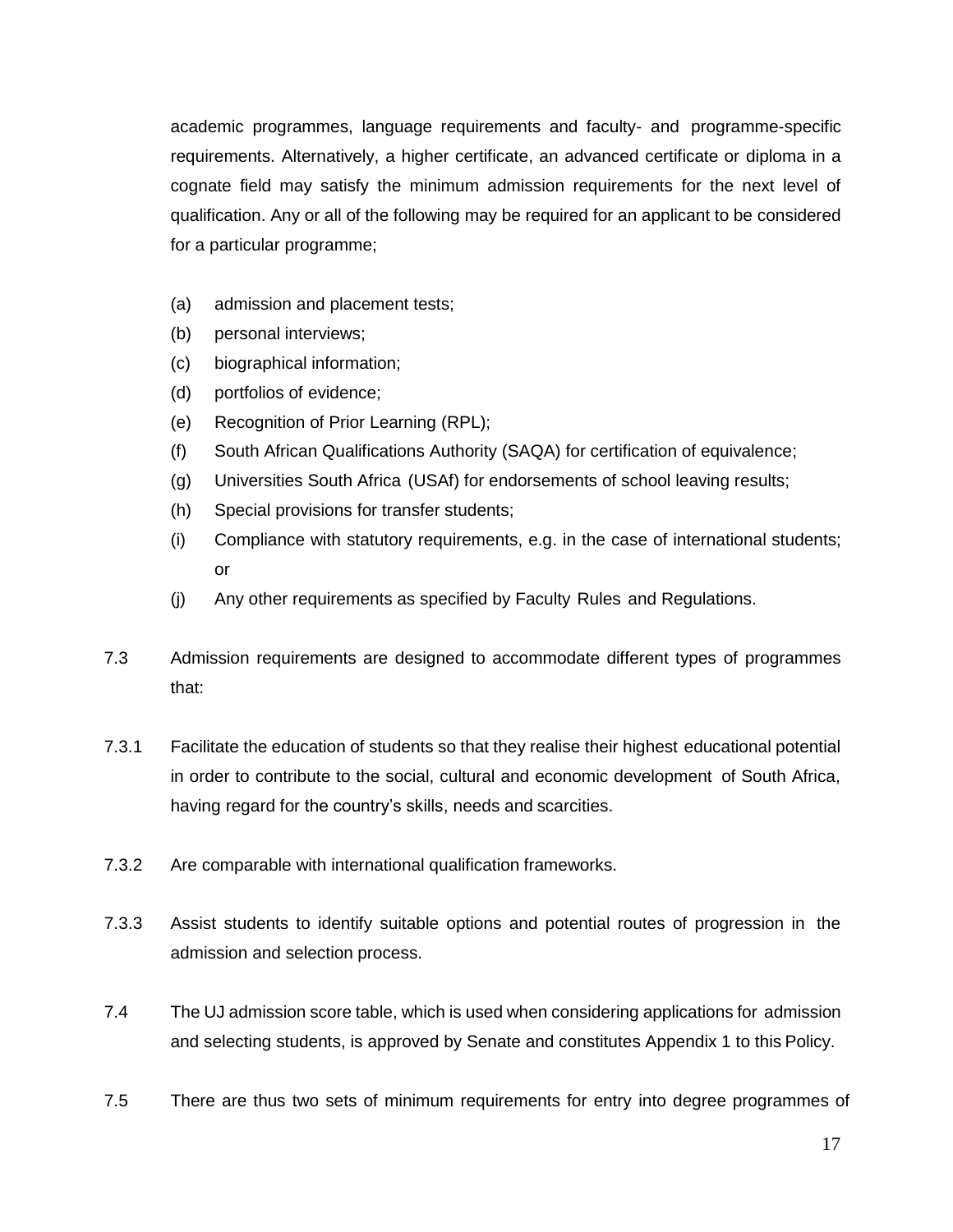academic programmes, language requirements and faculty- and programme-specific requirements. Alternatively, a higher certificate, an advanced certificate or diploma in a cognate field may satisfy the minimum admission requirements for the next level of qualification. Any or all of the following may be required for an applicant to be considered for a particular programme;

(a) admission and placement tests;
(b) personal interviews;
(c) biographical information;
(d) portfolios of evidence;
(e) Recognition of Prior Learning (RPL);
(f) South African Qualifications Authority (SAQA) for certification of equivalence;
(g) Universities South Africa (USAf) for endorsements of school leaving results;
(h) Special provisions for transfer students;
(i) Compliance with statutory requirements, e.g. in the case of international students; or
(j) Any other requirements as specified by Faculty Rules and Regulations.

7.3 Admission requirements are designed to accommodate different types of programmes that:

7.3.1 Facilitate the education of students so that they realise their highest educational potential in order to contribute to the social, cultural and economic development of South Africa, having regard for the country's skills, needs and scarcities.

7.3.2 Are comparable with international qualification frameworks.

7.3.3 Assist students to identify suitable options and potential routes of progression in the admission and selection process.

7.4 The UJ admission score table, which is used when considering applications for admission and selecting students, is approved by Senate and constitutes Appendix 1 to this Policy.

7.5 There are thus two sets of minimum requirements for entry into degree programmes of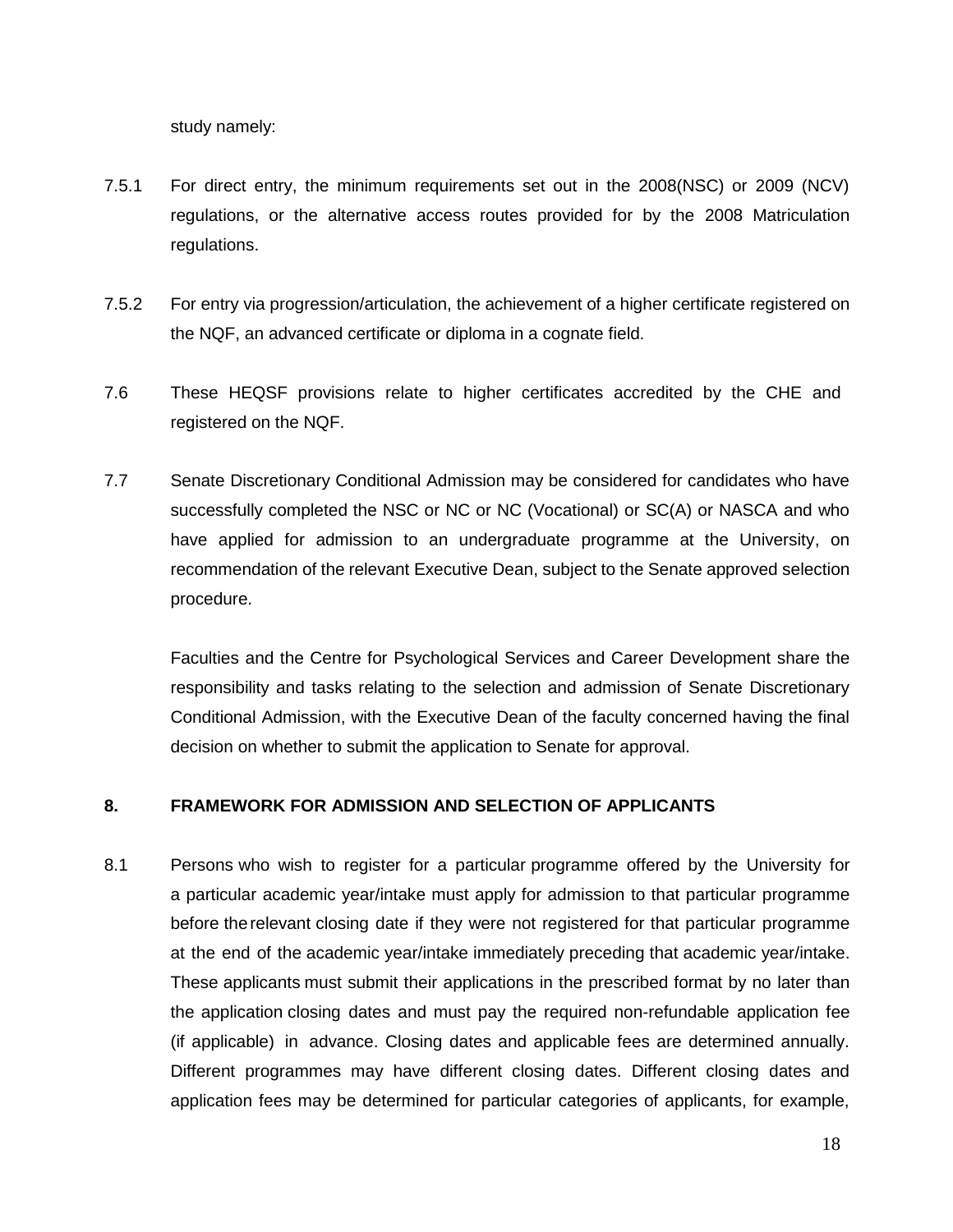study namely:

7.5.1 For direct entry, the minimum requirements set out in the 2008(NSC) or 2009 (NCV) regulations, or the alternative access routes provided for by the 2008 Matriculation regulations.

7.5.2 For entry via progression/articulation, the achievement of a higher certificate registered on the NQF, an advanced certificate or diploma in a cognate field.

7.6 These HEQSF provisions relate to higher certificates accredited by the CHE and registered on the NQF.

7.7 Senate Discretionary Conditional Admission may be considered for candidates who have successfully completed the NSC or NC or NC (Vocational) or SC(A) or NASCA and who have applied for admission to an undergraduate programme at the University, on recommendation of the relevant Executive Dean, subject to the Senate approved selection procedure.

Faculties and the Centre for Psychological Services and Career Development share the responsibility and tasks relating to the selection and admission of Senate Discretionary Conditional Admission, with the Executive Dean of the faculty concerned having the final decision on whether to submit the application to Senate for approval.

## 8. FRAMEWORK FOR ADMISSION AND SELECTION OF APPLICANTS

8.1 Persons who wish to register for a particular programme offered by the University for a particular academic year/intake must apply for admission to that particular programme before the relevant closing date if they were not registered for that particular programme at the end of the academic year/intake immediately preceding that academic year/intake. These applicants must submit their applications in the prescribed format by no later than the application closing dates and must pay the required non-refundable application fee (if applicable) in advance. Closing dates and applicable fees are determined annually. Different programmes may have different closing dates. Different closing dates and application fees may be determined for particular categories of applicants, for example,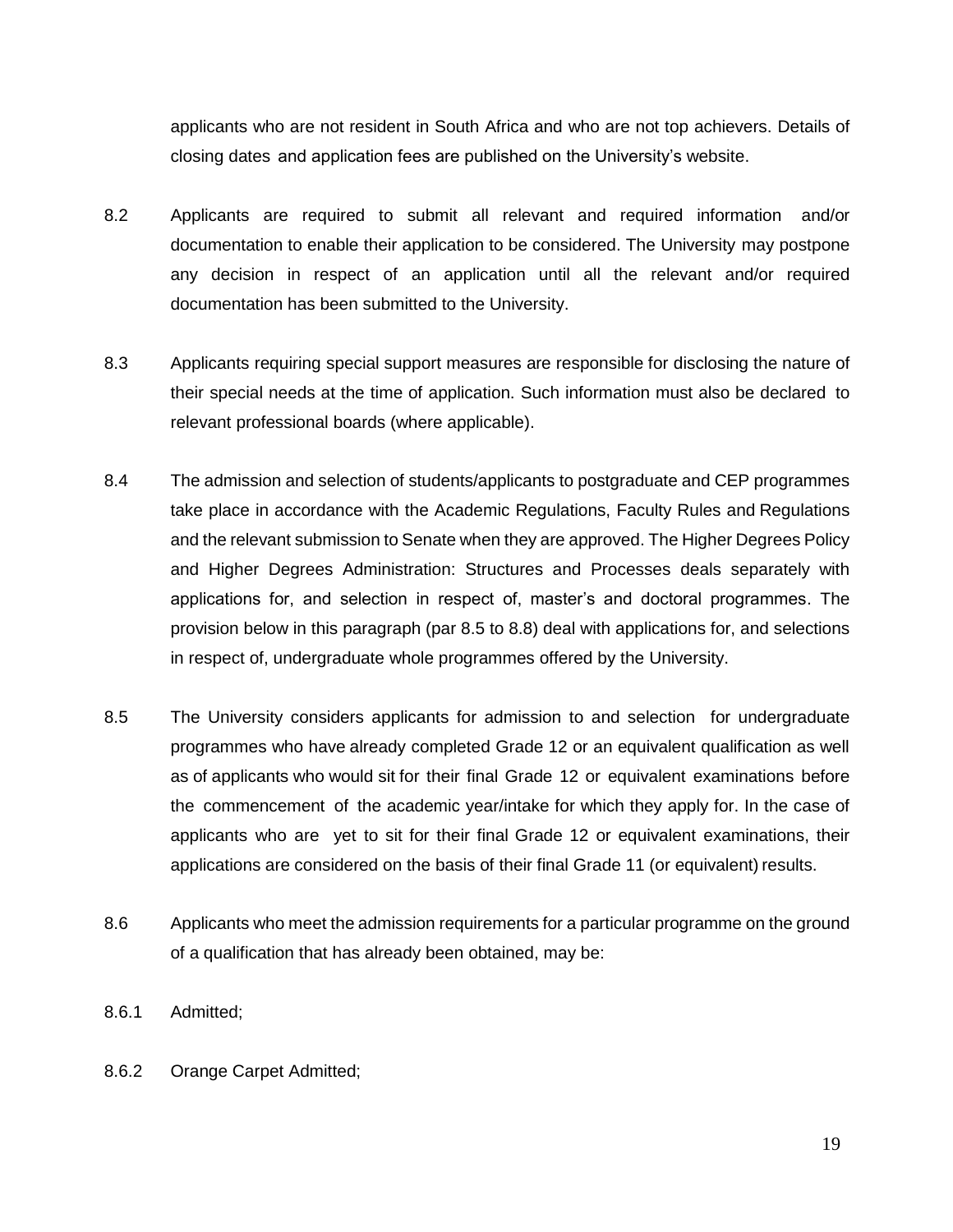applicants who are not resident in South Africa and who are not top achievers. Details of closing dates and application fees are published on the University's website.

8.2 Applicants are required to submit all relevant and required information and/or documentation to enable their application to be considered. The University may postpone any decision in respect of an application until all the relevant and/or required documentation has been submitted to the University.

8.3 Applicants requiring special support measures are responsible for disclosing the nature of their special needs at the time of application. Such information must also be declared to relevant professional boards (where applicable).

8.4 The admission and selection of students/applicants to postgraduate and CEP programmes take place in accordance with the Academic Regulations, Faculty Rules and Regulations and the relevant submission to Senate when they are approved. The Higher Degrees Policy and Higher Degrees Administration: Structures and Processes deals separately with applications for, and selection in respect of, master's and doctoral programmes. The provision below in this paragraph (par 8.5 to 8.8) deal with applications for, and selections in respect of, undergraduate whole programmes offered by the University.

8.5 The University considers applicants for admission to and selection for undergraduate programmes who have already completed Grade 12 or an equivalent qualification as well as of applicants who would sit for their final Grade 12 or equivalent examinations before the commencement of the academic year/intake for which they apply for. In the case of applicants who are yet to sit for their final Grade 12 or equivalent examinations, their applications are considered on the basis of their final Grade 11 (or equivalent) results.

8.6 Applicants who meet the admission requirements for a particular programme on the ground of a qualification that has already been obtained, may be:

8.6.1 Admitted;

8.6.2 Orange Carpet Admitted;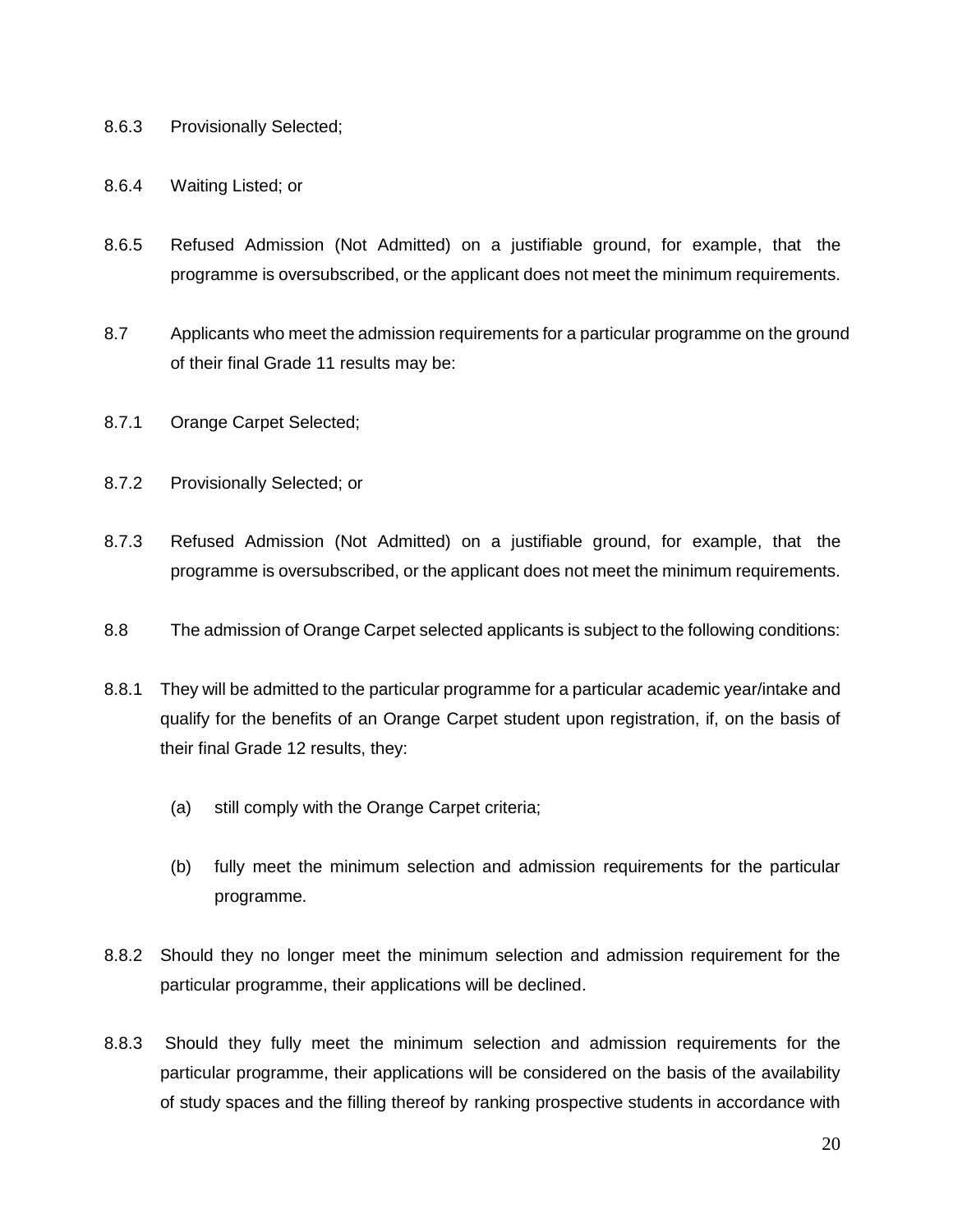8.6.3 Provisionally Selected;

8.6.4 Waiting Listed; or

8.6.5 Refused Admission (Not Admitted) on a justifiable ground, for example, that the programme is oversubscribed, or the applicant does not meet the minimum requirements.

8.7 Applicants who meet the admission requirements for a particular programme on the ground of their final Grade 11 results may be:

8.7.1 Orange Carpet Selected;

8.7.2 Provisionally Selected; or

8.7.3 Refused Admission (Not Admitted) on a justifiable ground, for example, that the programme is oversubscribed, or the applicant does not meet the minimum requirements.

8.8 The admission of Orange Carpet selected applicants is subject to the following conditions:

8.8.1 They will be admitted to the particular programme for a particular academic year/intake and qualify for the benefits of an Orange Carpet student upon registration, if, on the basis of their final Grade 12 results, they:

(a) still comply with the Orange Carpet criteria;

(b) fully meet the minimum selection and admission requirements for the particular programme.

8.8.2 Should they no longer meet the minimum selection and admission requirement for the particular programme, their applications will be declined.

8.8.3 Should they fully meet the minimum selection and admission requirements for the particular programme, their applications will be considered on the basis of the availability of study spaces and the filling thereof by ranking prospective students in accordance with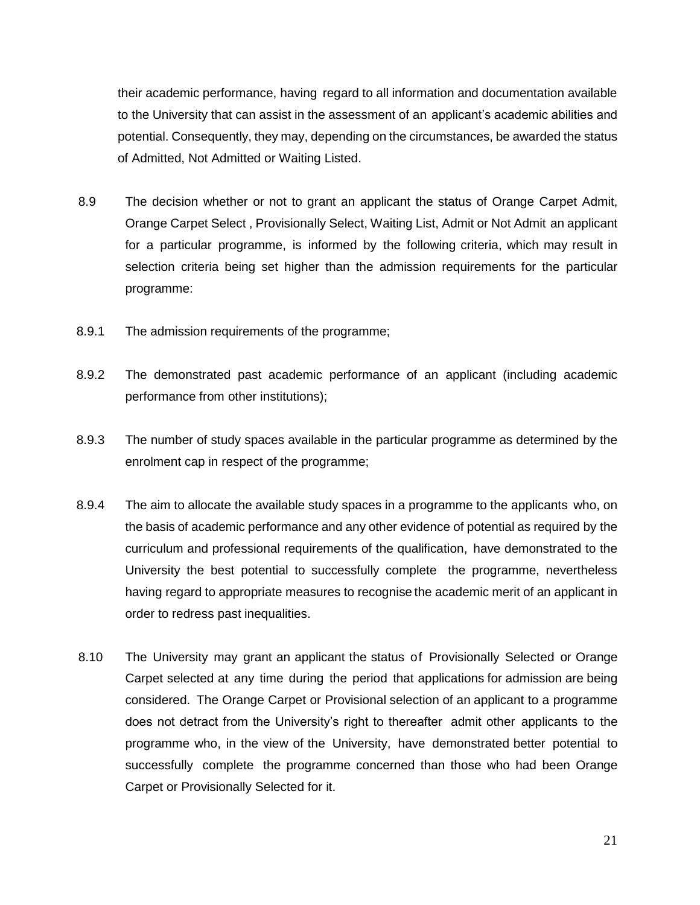their academic performance, having regard to all information and documentation available to the University that can assist in the assessment of an applicant's academic abilities and potential. Consequently, they may, depending on the circumstances, be awarded the status of Admitted, Not Admitted or Waiting Listed.

8.9 The decision whether or not to grant an applicant the status of Orange Carpet Admit, Orange Carpet Select , Provisionally Select, Waiting List, Admit or Not Admit an applicant for a particular programme, is informed by the following criteria, which may result in selection criteria being set higher than the admission requirements for the particular programme:

8.9.1 The admission requirements of the programme;

8.9.2 The demonstrated past academic performance of an applicant (including academic performance from other institutions);

8.9.3 The number of study spaces available in the particular programme as determined by the enrolment cap in respect of the programme;

8.9.4 The aim to allocate the available study spaces in a programme to the applicants who, on the basis of academic performance and any other evidence of potential as required by the curriculum and professional requirements of the qualification, have demonstrated to the University the best potential to successfully complete the programme, nevertheless having regard to appropriate measures to recognise the academic merit of an applicant in order to redress past inequalities.

8.10 The University may grant an applicant the status of Provisionally Selected or Orange Carpet selected at any time during the period that applications for admission are being considered. The Orange Carpet or Provisional selection of an applicant to a programme does not detract from the University's right to thereafter admit other applicants to the programme who, in the view of the University, have demonstrated better potential to successfully complete the programme concerned than those who had been Orange Carpet or Provisionally Selected for it.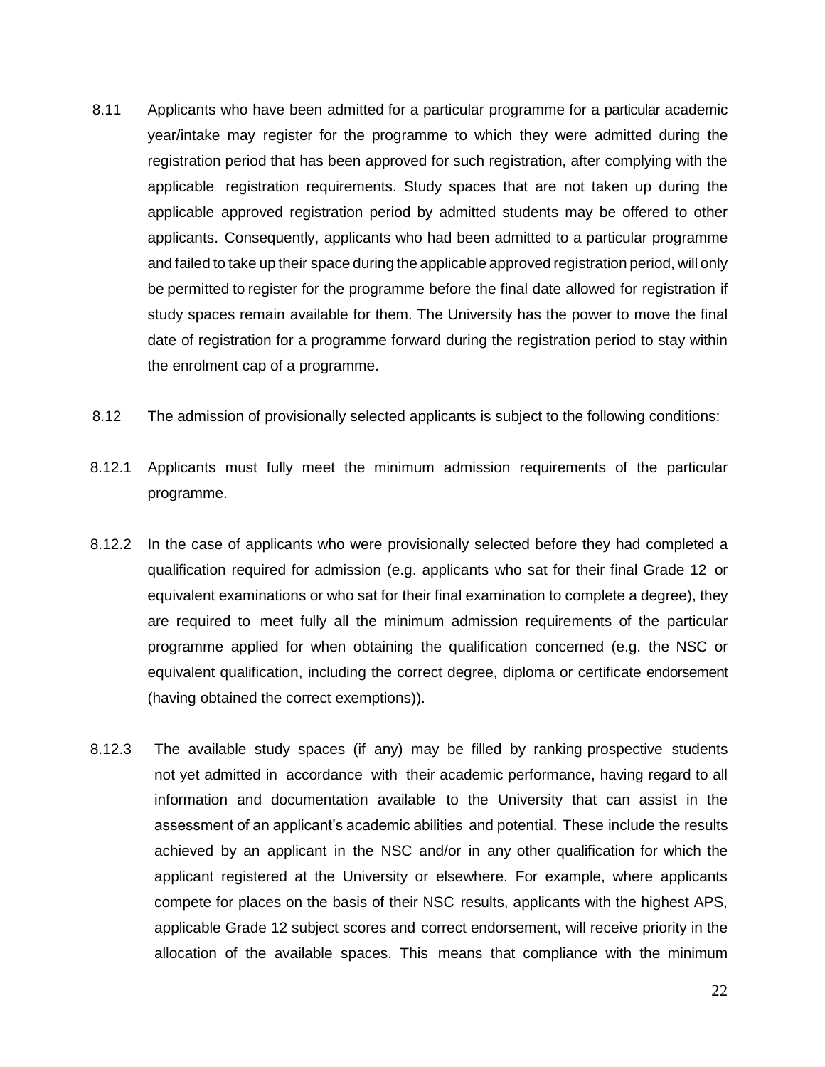8.11 Applicants who have been admitted for a particular programme for a particular academic year/intake may register for the programme to which they were admitted during the registration period that has been approved for such registration, after complying with the applicable registration requirements. Study spaces that are not taken up during the applicable approved registration period by admitted students may be offered to other applicants. Consequently, applicants who had been admitted to a particular programme and failed to take up their space during the applicable approved registration period, will only be permitted to register for the programme before the final date allowed for registration if study spaces remain available for them. The University has the power to move the final date of registration for a programme forward during the registration period to stay within the enrolment cap of a programme.

8.12 The admission of provisionally selected applicants is subject to the following conditions:

8.12.1 Applicants must fully meet the minimum admission requirements of the particular programme.

8.12.2 In the case of applicants who were provisionally selected before they had completed a qualification required for admission (e.g. applicants who sat for their final Grade 12 or equivalent examinations or who sat for their final examination to complete a degree), they are required to meet fully all the minimum admission requirements of the particular programme applied for when obtaining the qualification concerned (e.g. the NSC or equivalent qualification, including the correct degree, diploma or certificate endorsement (having obtained the correct exemptions)).

8.12.3 The available study spaces (if any) may be filled by ranking prospective students not yet admitted in accordance with their academic performance, having regard to all information and documentation available to the University that can assist in the assessment of an applicant's academic abilities and potential. These include the results achieved by an applicant in the NSC and/or in any other qualification for which the applicant registered at the University or elsewhere. For example, where applicants compete for places on the basis of their NSC results, applicants with the highest APS, applicable Grade 12 subject scores and correct endorsement, will receive priority in the allocation of the available spaces. This means that compliance with the minimum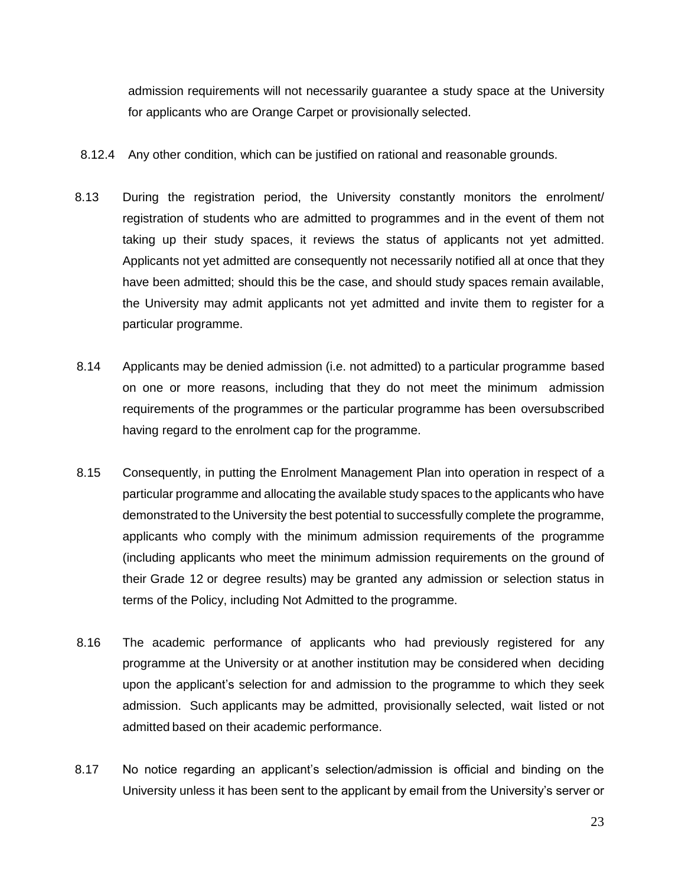admission requirements will not necessarily guarantee a study space at the University for applicants who are Orange Carpet or provisionally selected.

8.12.4 Any other condition, which can be justified on rational and reasonable grounds.

8.13 During the registration period, the University constantly monitors the enrolment/ registration of students who are admitted to programmes and in the event of them not taking up their study spaces, it reviews the status of applicants not yet admitted. Applicants not yet admitted are consequently not necessarily notified all at once that they have been admitted; should this be the case, and should study spaces remain available, the University may admit applicants not yet admitted and invite them to register for a particular programme.

8.14 Applicants may be denied admission (i.e. not admitted) to a particular programme based on one or more reasons, including that they do not meet the minimum admission requirements of the programmes or the particular programme has been oversubscribed having regard to the enrolment cap for the programme.

8.15 Consequently, in putting the Enrolment Management Plan into operation in respect of a particular programme and allocating the available study spaces to the applicants who have demonstrated to the University the best potential to successfully complete the programme, applicants who comply with the minimum admission requirements of the programme (including applicants who meet the minimum admission requirements on the ground of their Grade 12 or degree results) may be granted any admission or selection status in terms of the Policy, including Not Admitted to the programme.

8.16 The academic performance of applicants who had previously registered for any programme at the University or at another institution may be considered when deciding upon the applicant's selection for and admission to the programme to which they seek admission. Such applicants may be admitted, provisionally selected, wait listed or not admitted based on their academic performance.

8.17 No notice regarding an applicant's selection/admission is official and binding on the University unless it has been sent to the applicant by email from the University's server or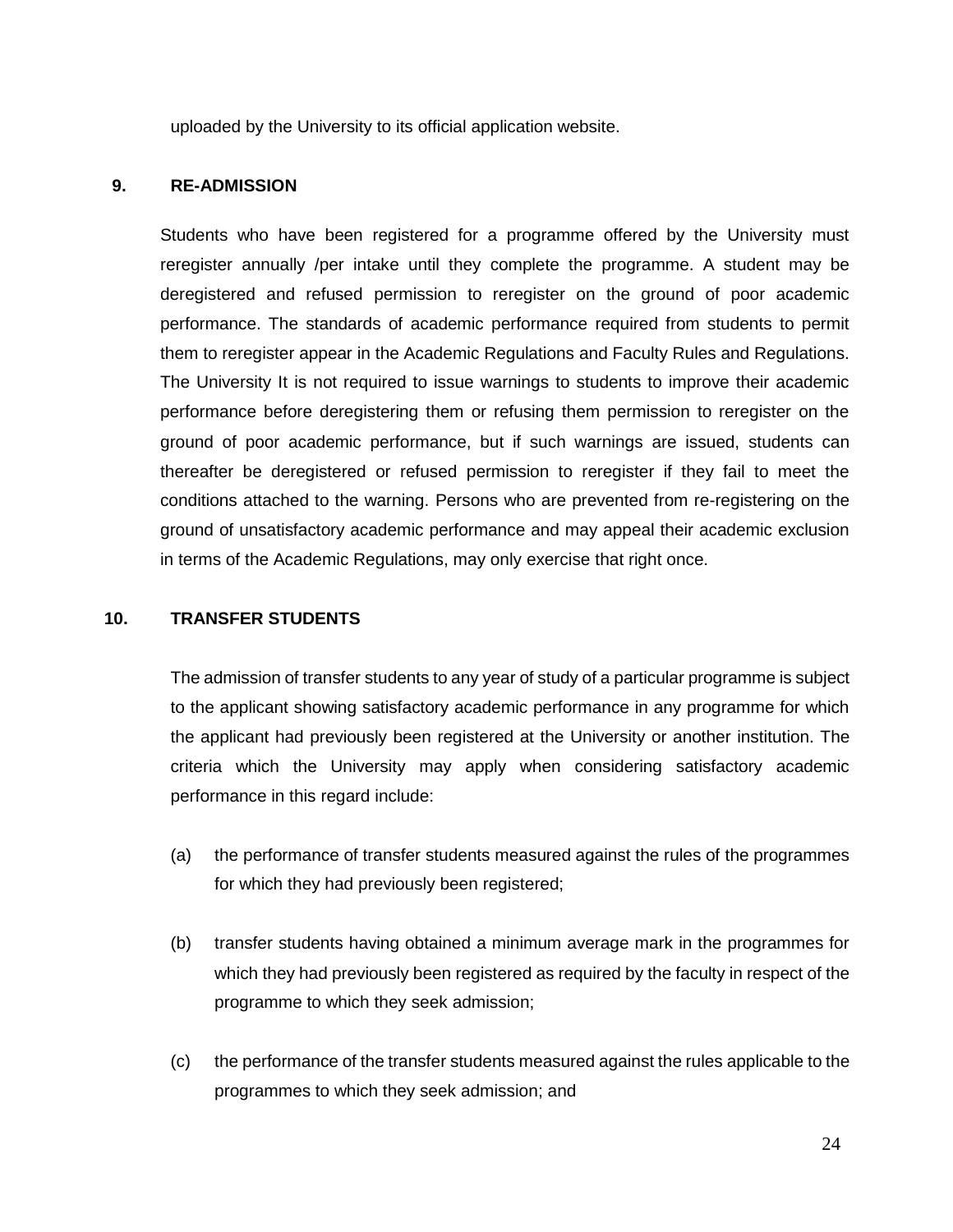uploaded by the University to its official application website.

## 9. RE-ADMISSION

Students who have been registered for a programme offered by the University must reregister annually /per intake until they complete the programme. A student may be deregistered and refused permission to reregister on the ground of poor academic performance. The standards of academic performance required from students to permit them to reregister appear in the Academic Regulations and Faculty Rules and Regulations. The University It is not required to issue warnings to students to improve their academic performance before deregistering them or refusing them permission to reregister on the ground of poor academic performance, but if such warnings are issued, students can thereafter be deregistered or refused permission to reregister if they fail to meet the conditions attached to the warning. Persons who are prevented from re-registering on the ground of unsatisfactory academic performance and may appeal their academic exclusion in terms of the Academic Regulations, may only exercise that right once.

## 10. TRANSFER STUDENTS

The admission of transfer students to any year of study of a particular programme is subject to the applicant showing satisfactory academic performance in any programme for which the applicant had previously been registered at the University or another institution. The criteria which the University may apply when considering satisfactory academic performance in this regard include:

(a) the performance of transfer students measured against the rules of the programmes for which they had previously been registered;

(b) transfer students having obtained a minimum average mark in the programmes for which they had previously been registered as required by the faculty in respect of the programme to which they seek admission;

(c) the performance of the transfer students measured against the rules applicable to the programmes to which they seek admission; and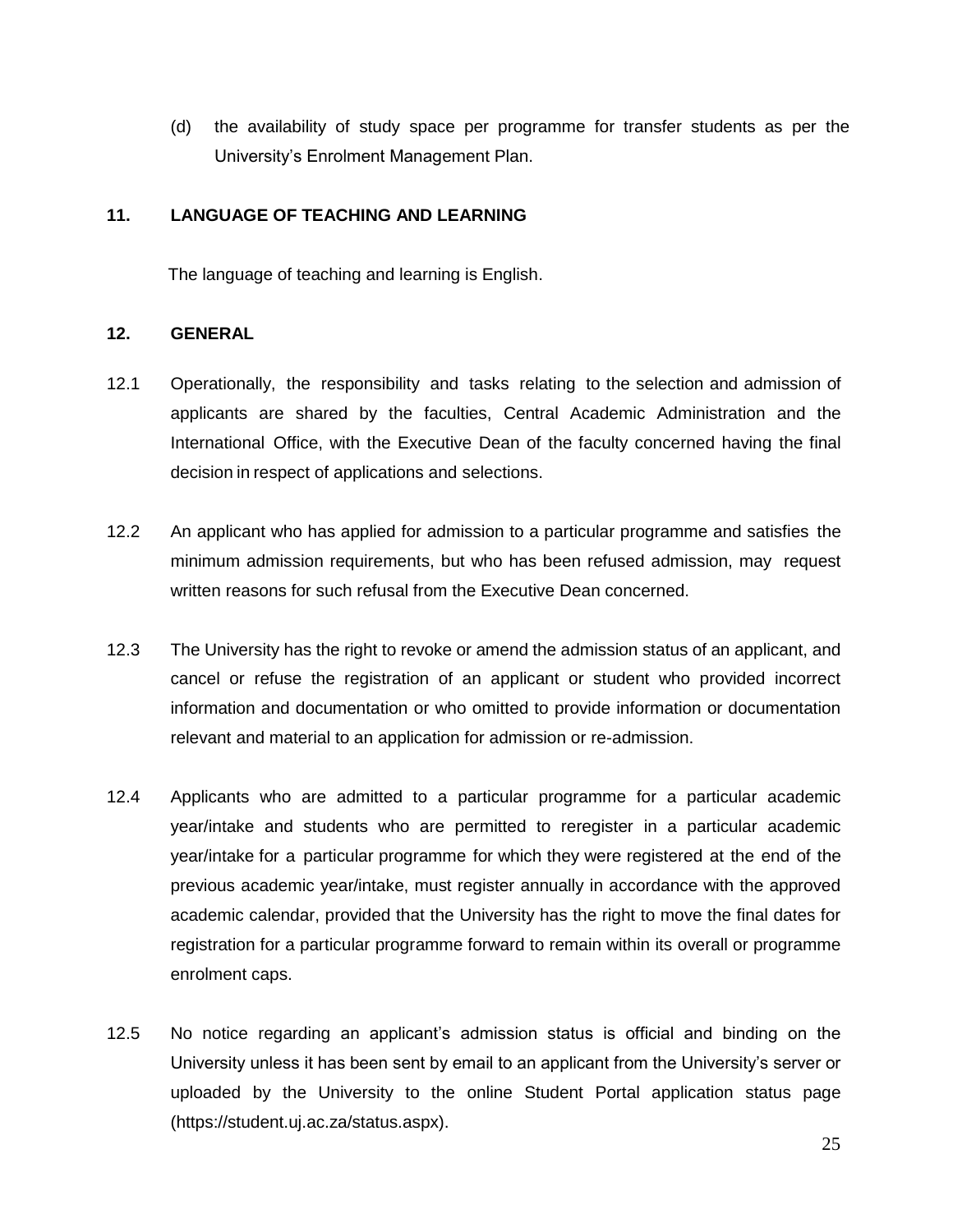(d) the availability of study space per programme for transfer students as per the University's Enrolment Management Plan.

## 11. LANGUAGE OF TEACHING AND LEARNING

The language of teaching and learning is English.

## 12. GENERAL

12.1 Operationally, the responsibility and tasks relating to the selection and admission of applicants are shared by the faculties, Central Academic Administration and the International Office, with the Executive Dean of the faculty concerned having the final decision in respect of applications and selections.

12.2 An applicant who has applied for admission to a particular programme and satisfies the minimum admission requirements, but who has been refused admission, may request written reasons for such refusal from the Executive Dean concerned.

12.3 The University has the right to revoke or amend the admission status of an applicant, and cancel or refuse the registration of an applicant or student who provided incorrect information and documentation or who omitted to provide information or documentation relevant and material to an application for admission or re-admission.

12.4 Applicants who are admitted to a particular programme for a particular academic year/intake and students who are permitted to reregister in a particular academic year/intake for a particular programme for which they were registered at the end of the previous academic year/intake, must register annually in accordance with the approved academic calendar, provided that the University has the right to move the final dates for registration for a particular programme forward to remain within its overall or programme enrolment caps.

12.5 No notice regarding an applicant's admission status is official and binding on the University unless it has been sent by email to an applicant from the University's server or uploaded by the University to the online Student Portal application status page (https://student.uj.ac.za/status.aspx).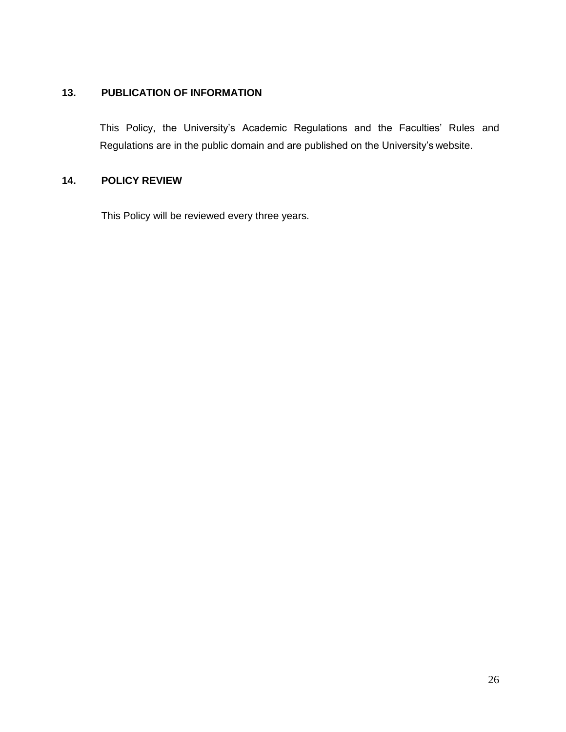## 13. PUBLICATION OF INFORMATION

This Policy, the University's Academic Regulations and the Faculties' Rules and Regulations are in the public domain and are published on the University's website.

## 14. POLICY REVIEW

This Policy will be reviewed every three years.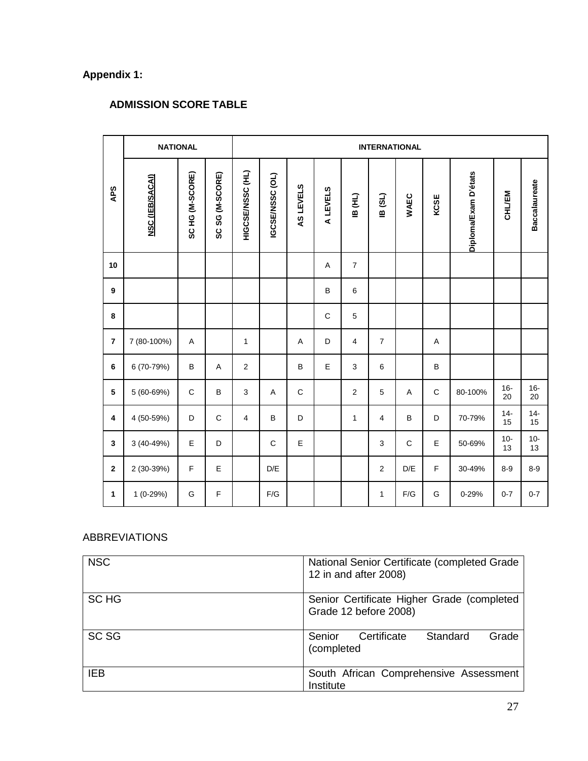**Appendix 1:**

## ADMISSION SCORE TABLE

| APS | NATIONAL | | | INTERNATIONAL | | | | | | | | | | |
|---|---|---|---|---|---|---|---|---|---|---|---|---|---|---|
| | **NSC (IEB/SACAI)** | **SC HG (M-SCORE)** | **SC SG (M-SCORE)** | **HIGCSE/NSSC (HL)** | **IGCSE/NSSC (OL)** | **AS LEVELS** | **A LEVELS** | **IB (HL)** | **IB (SL)** | **WAEC** | **KCSE** | **Diploma/Exam D'états** | **CHL/EM** | **Baccalaureate** |
| **10** | | | | | | | A | 7 | | | | | | |
| **9** | | | | | | | B | 6 | | | | | | |
| **8** | | | | | | | C | 5 | | | | | | |
| **7** | 7 (80-100%) | A | | 1 | | A | D | 4 | 7 | | A | | | |
| **6** | 6 (70-79%) | B | A | 2 | | B | E | 3 | 6 | | B | | | |
| **5** | 5 (60-69%) | C | B | 3 | A | C | | 2 | 5 | A | C | 80-100% | 16-20 | 16-20 |
| **4** | 4 (50-59%) | D | C | 4 | B | D | | 1 | 4 | B | D | 70-79% | 14-15 | 14-15 |
| **3** | 3 (40-49%) | E | D | | C | E | | | 3 | C | E | 50-69% | 10-13 | 10-13 |
| **2** | 2 (30-39%) | F | E | | D/E | | | | 2 | D/E | F | 30-49% | 8-9 | 8-9 |
| **1** | 1 (0-29%) | G | F | | F/G | | | | 1 | F/G | G | 0-29% | 0-7 | 0-7 |

ABBREVIATIONS

| | |
|---|---|
| NSC | National Senior Certificate (completed Grade 12 in and after 2008) |
| SC HG | Senior Certificate Higher Grade (completed Grade 12 before 2008) |
| SC SG | Senior Certificate Standard Grade (completed |
| IEB | South African Comprehensive Assessment Institute |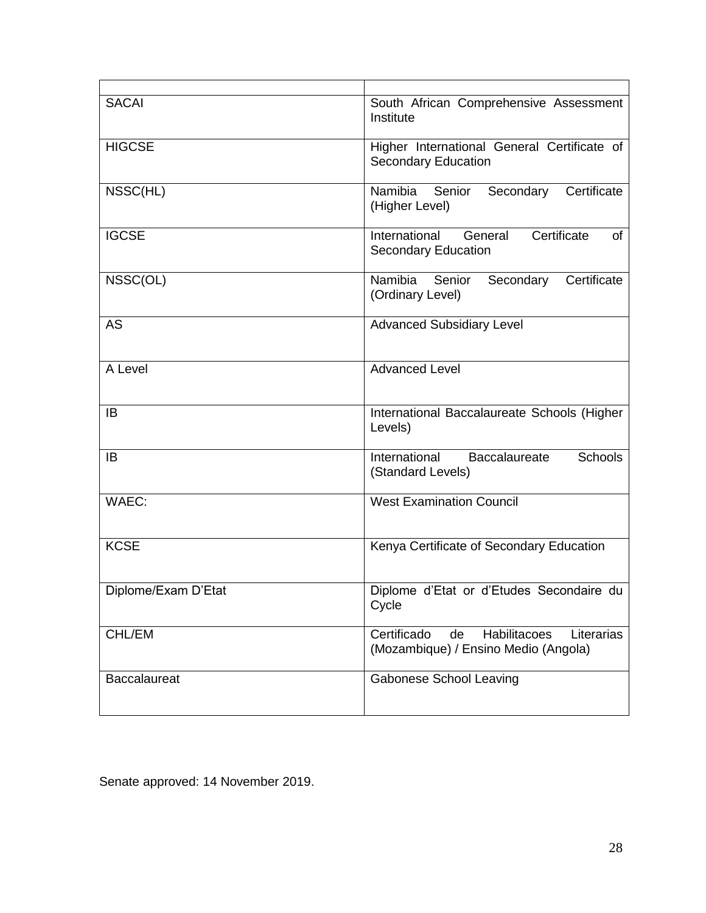| | |
|---|---|
| SACAI | South African Comprehensive Assessment Institute |
| HIGCSE | Higher International General Certificate of Secondary Education |
| NSSC(HL) | Namibia Senior Secondary Certificate (Higher Level) |
| IGCSE | International General Certificate of Secondary Education |
| NSSC(OL) | Namibia Senior Secondary Certificate (Ordinary Level) |
| AS | Advanced Subsidiary Level |
| A Level | Advanced Level |
| IB | International Baccalaureate Schools (Higher Levels) |
| IB | International Baccalaureate Schools (Standard Levels) |
| WAEC: | West Examination Council |
| KCSE | Kenya Certificate of Secondary Education |
| Diplome/Exam D'Etat | Diplome d'Etat or d'Etudes Secondaire du Cycle |
| CHL/EM | Certificado de Habilitacoes Literarias (Mozambique) / Ensino Medio (Angola) |
| Baccalaureat | Gabonese School Leaving |

Senate approved: 14 November 2019.